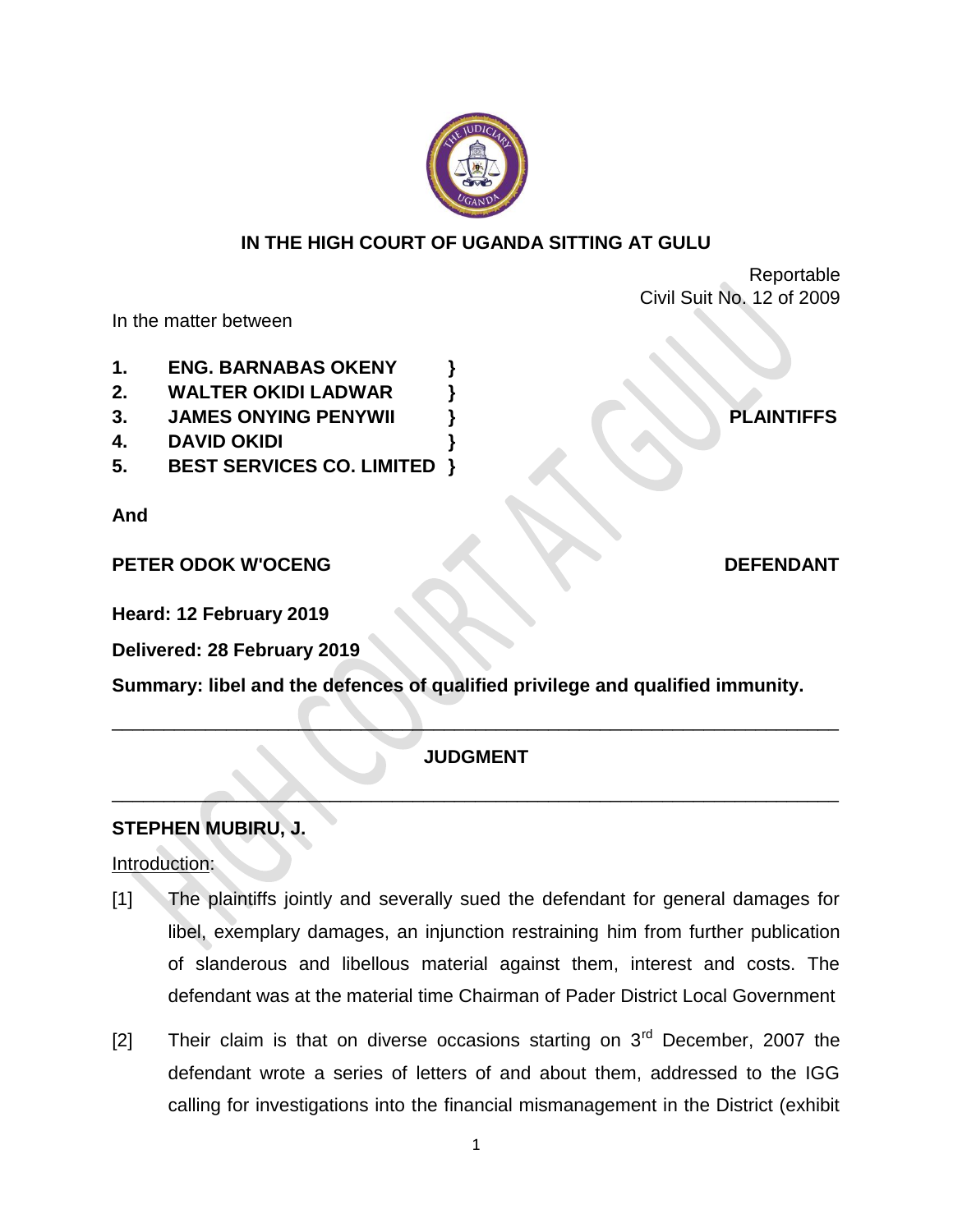**IN THE HIGH COURT OF UGANDA SITTING AT GULU**

Reportable
Civil Suit No. 12 of 2009

In the matter between

| | | | |
|---|---|---|---|
| **1.** | **ENG. BARNABAS OKENY** | **}** | |
| **2.** | **WALTER OKIDI LADWAR** | **}** | |
| **3.** | **JAMES ONYING PENYWII** | **}** | **PLAINTIFFS** |
| **4.** | **DAVID OKIDI** | **}** | |
| **5.** | **BEST SERVICES CO. LIMITED** | **}** | |

**And**

**PETER ODOK W'OCENG** **DEFENDANT**

**Heard: 12 February 2019**

**Delivered: 28 February 2019**

**Summary: libel and the defences of qualified privilege and qualified immunity.**

---

## JUDGMENT

---

**STEPHEN MUBIRU, J.**

Introduction:

[1] The plaintiffs jointly and severally sued the defendant for general damages for libel, exemplary damages, an injunction restraining him from further publication of slanderous and libellous material against them, interest and costs. The defendant was at the material time Chairman of Pader District Local Government

[2] Their claim is that on diverse occasions starting on 3rd December, 2007 the defendant wrote a series of letters of and about them, addressed to the IGG calling for investigations into the financial mismanagement in the District (exhibit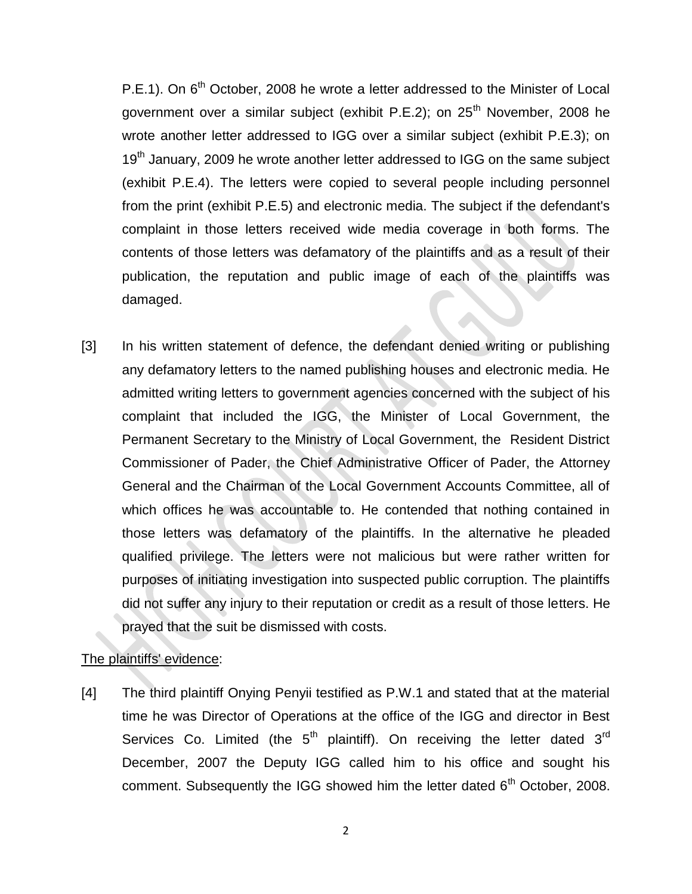P.E.1). On 6th October, 2008 he wrote a letter addressed to the Minister of Local government over a similar subject (exhibit P.E.2); on 25th November, 2008 he wrote another letter addressed to IGG over a similar subject (exhibit P.E.3); on 19th January, 2009 he wrote another letter addressed to IGG on the same subject (exhibit P.E.4). The letters were copied to several people including personnel from the print (exhibit P.E.5) and electronic media. The subject if the defendant's complaint in those letters received wide media coverage in both forms. The contents of those letters was defamatory of the plaintiffs and as a result of their publication, the reputation and public image of each of the plaintiffs was damaged.

[3] In his written statement of defence, the defendant denied writing or publishing any defamatory letters to the named publishing houses and electronic media. He admitted writing letters to government agencies concerned with the subject of his complaint that included the IGG, the Minister of Local Government, the Permanent Secretary to the Ministry of Local Government, the Resident District Commissioner of Pader, the Chief Administrative Officer of Pader, the Attorney General and the Chairman of the Local Government Accounts Committee, all of which offices he was accountable to. He contended that nothing contained in those letters was defamatory of the plaintiffs. In the alternative he pleaded qualified privilege. The letters were not malicious but were rather written for purposes of initiating investigation into suspected public corruption. The plaintiffs did not suffer any injury to their reputation or credit as a result of those letters. He prayed that the suit be dismissed with costs.

The plaintiffs' evidence:

[4] The third plaintiff Onying Penyii testified as P.W.1 and stated that at the material time he was Director of Operations at the office of the IGG and director in Best Services Co. Limited (the 5th plaintiff). On receiving the letter dated 3rd December, 2007 the Deputy IGG called him to his office and sought his comment. Subsequently the IGG showed him the letter dated 6th October, 2008.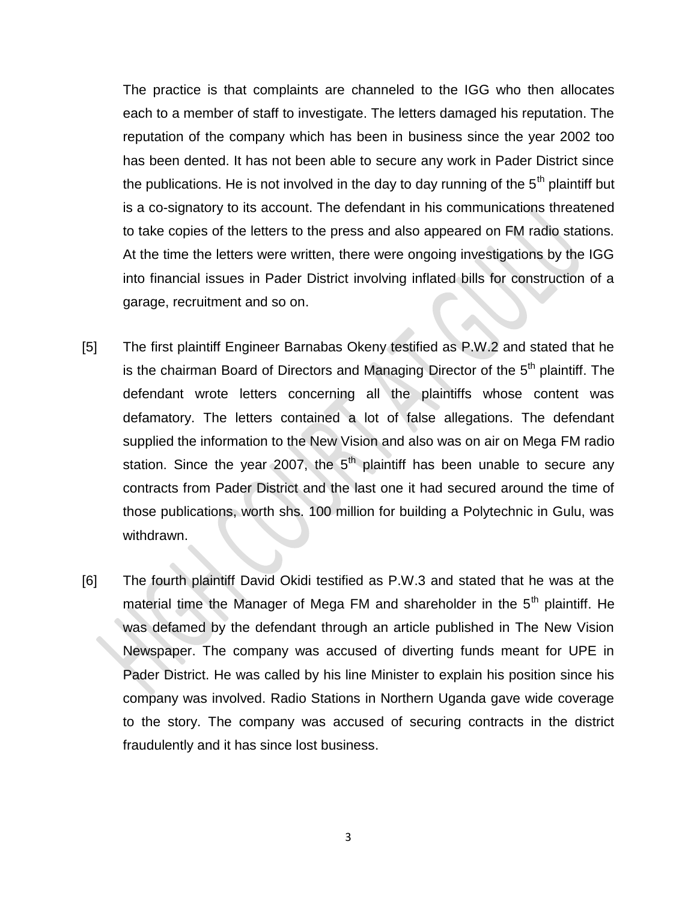The practice is that complaints are channeled to the IGG who then allocates each to a member of staff to investigate. The letters damaged his reputation. The reputation of the company which has been in business since the year 2002 too has been dented. It has not been able to secure any work in Pader District since the publications. He is not involved in the day to day running of the 5th plaintiff but is a co-signatory to its account. The defendant in his communications threatened to take copies of the letters to the press and also appeared on FM radio stations. At the time the letters were written, there were ongoing investigations by the IGG into financial issues in Pader District involving inflated bills for construction of a garage, recruitment and so on.

[5] The first plaintiff Engineer Barnabas Okeny testified as P.W.2 and stated that he is the chairman Board of Directors and Managing Director of the 5th plaintiff. The defendant wrote letters concerning all the plaintiffs whose content was defamatory. The letters contained a lot of false allegations. The defendant supplied the information to the New Vision and also was on air on Mega FM radio station. Since the year 2007, the 5th plaintiff has been unable to secure any contracts from Pader District and the last one it had secured around the time of those publications, worth shs. 100 million for building a Polytechnic in Gulu, was withdrawn.

[6] The fourth plaintiff David Okidi testified as P.W.3 and stated that he was at the material time the Manager of Mega FM and shareholder in the 5th plaintiff. He was defamed by the defendant through an article published in The New Vision Newspaper. The company was accused of diverting funds meant for UPE in Pader District. He was called by his line Minister to explain his position since his company was involved. Radio Stations in Northern Uganda gave wide coverage to the story. The company was accused of securing contracts in the district fraudulently and it has since lost business.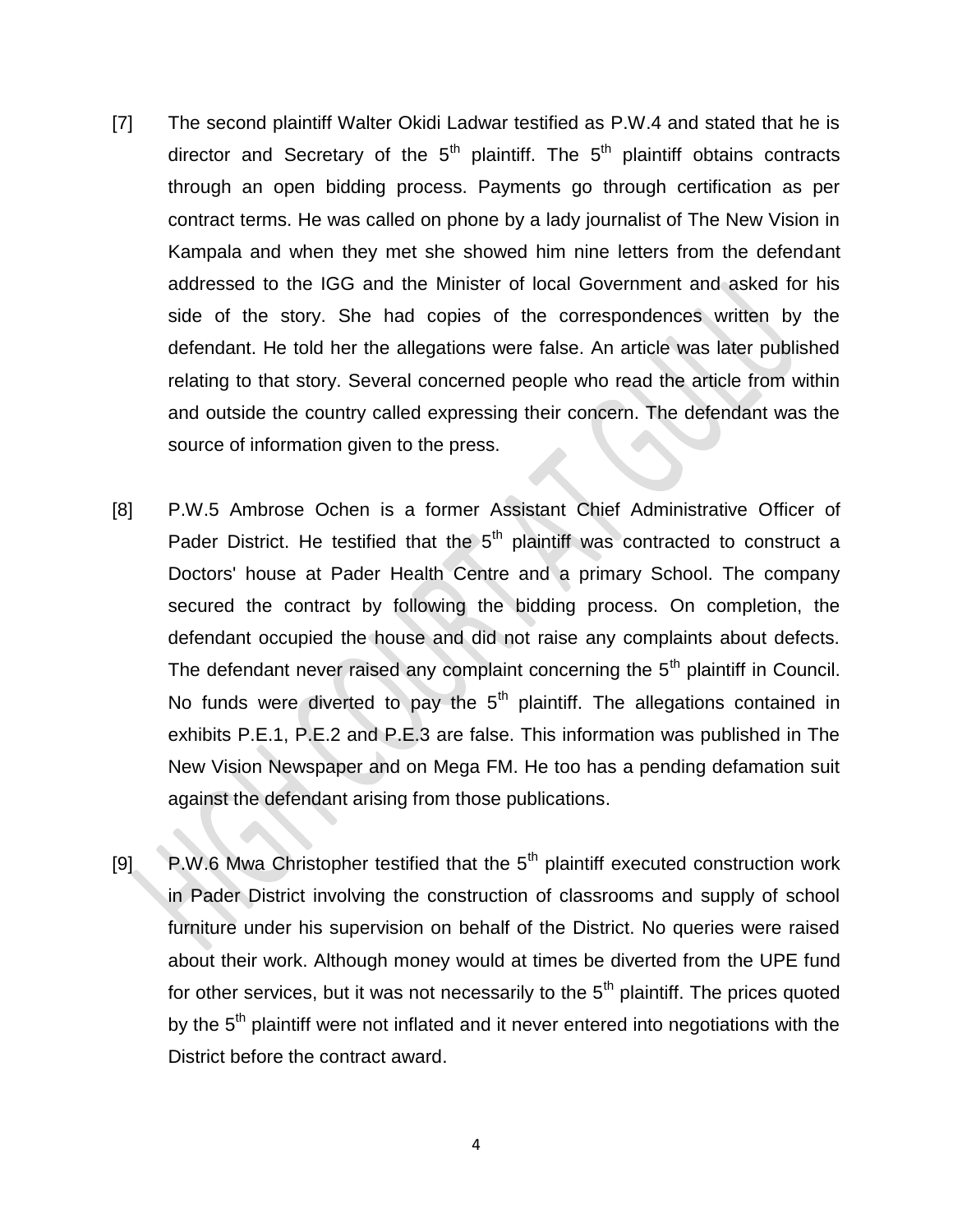[7] The second plaintiff Walter Okidi Ladwar testified as P.W.4 and stated that he is director and Secretary of the 5th plaintiff. The 5th plaintiff obtains contracts through an open bidding process. Payments go through certification as per contract terms. He was called on phone by a lady journalist of The New Vision in Kampala and when they met she showed him nine letters from the defendant addressed to the IGG and the Minister of local Government and asked for his side of the story. She had copies of the correspondences written by the defendant. He told her the allegations were false. An article was later published relating to that story. Several concerned people who read the article from within and outside the country called expressing their concern. The defendant was the source of information given to the press.

[8] P.W.5 Ambrose Ochen is a former Assistant Chief Administrative Officer of Pader District. He testified that the 5th plaintiff was contracted to construct a Doctors' house at Pader Health Centre and a primary School. The company secured the contract by following the bidding process. On completion, the defendant occupied the house and did not raise any complaints about defects. The defendant never raised any complaint concerning the 5th plaintiff in Council. No funds were diverted to pay the 5th plaintiff. The allegations contained in exhibits P.E.1, P.E.2 and P.E.3 are false. This information was published in The New Vision Newspaper and on Mega FM. He too has a pending defamation suit against the defendant arising from those publications.

[9] P.W.6 Mwa Christopher testified that the 5th plaintiff executed construction work in Pader District involving the construction of classrooms and supply of school furniture under his supervision on behalf of the District. No queries were raised about their work. Although money would at times be diverted from the UPE fund for other services, but it was not necessarily to the 5th plaintiff. The prices quoted by the 5th plaintiff were not inflated and it never entered into negotiations with the District before the contract award.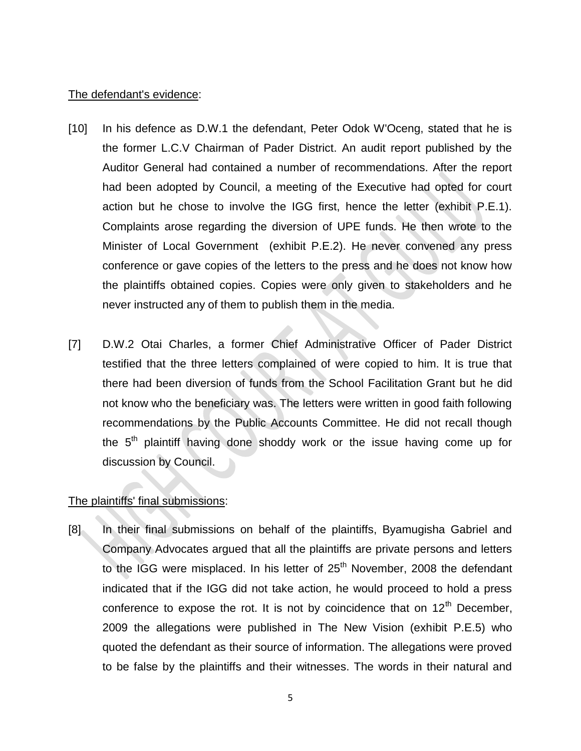The defendant's evidence:

[10] In his defence as D.W.1 the defendant, Peter Odok W'Oceng, stated that he is the former L.C.V Chairman of Pader District. An audit report published by the Auditor General had contained a number of recommendations. After the report had been adopted by Council, a meeting of the Executive had opted for court action but he chose to involve the IGG first, hence the letter (exhibit P.E.1). Complaints arose regarding the diversion of UPE funds. He then wrote to the Minister of Local Government (exhibit P.E.2). He never convened any press conference or gave copies of the letters to the press and he does not know how the plaintiffs obtained copies. Copies were only given to stakeholders and he never instructed any of them to publish them in the media.

[7] D.W.2 Otai Charles, a former Chief Administrative Officer of Pader District testified that the three letters complained of were copied to him. It is true that there had been diversion of funds from the School Facilitation Grant but he did not know who the beneficiary was. The letters were written in good faith following recommendations by the Public Accounts Committee. He did not recall though the 5th plaintiff having done shoddy work or the issue having come up for discussion by Council.

The plaintiffs' final submissions:

[8] In their final submissions on behalf of the plaintiffs, Byamugisha Gabriel and Company Advocates argued that all the plaintiffs are private persons and letters to the IGG were misplaced. In his letter of 25th November, 2008 the defendant indicated that if the IGG did not take action, he would proceed to hold a press conference to expose the rot. It is not by coincidence that on 12th December, 2009 the allegations were published in The New Vision (exhibit P.E.5) who quoted the defendant as their source of information. The allegations were proved to be false by the plaintiffs and their witnesses. The words in their natural and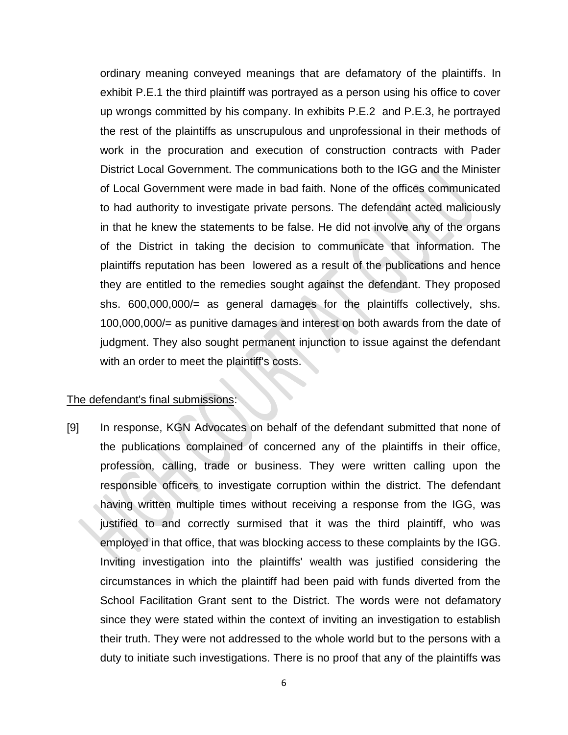ordinary meaning conveyed meanings that are defamatory of the plaintiffs. In exhibit P.E.1 the third plaintiff was portrayed as a person using his office to cover up wrongs committed by his company. In exhibits P.E.2 and P.E.3, he portrayed the rest of the plaintiffs as unscrupulous and unprofessional in their methods of work in the procuration and execution of construction contracts with Pader District Local Government. The communications both to the IGG and the Minister of Local Government were made in bad faith. None of the offices communicated to had authority to investigate private persons. The defendant acted maliciously in that he knew the statements to be false. He did not involve any of the organs of the District in taking the decision to communicate that information. The plaintiffs reputation has been lowered as a result of the publications and hence they are entitled to the remedies sought against the defendant. They proposed shs. 600,000,000/= as general damages for the plaintiffs collectively, shs. 100,000,000/= as punitive damages and interest on both awards from the date of judgment. They also sought permanent injunction to issue against the defendant with an order to meet the plaintiff's costs.

<u>The defendant's final submissions</u>:

[9] In response, KGN Advocates on behalf of the defendant submitted that none of the publications complained of concerned any of the plaintiffs in their office, profession, calling, trade or business. They were written calling upon the responsible officers to investigate corruption within the district. The defendant having written multiple times without receiving a response from the IGG, was justified to and correctly surmised that it was the third plaintiff, who was employed in that office, that was blocking access to these complaints by the IGG. Inviting investigation into the plaintiffs' wealth was justified considering the circumstances in which the plaintiff had been paid with funds diverted from the School Facilitation Grant sent to the District. The words were not defamatory since they were stated within the context of inviting an investigation to establish their truth. They were not addressed to the whole world but to the persons with a duty to initiate such investigations. There is no proof that any of the plaintiffs was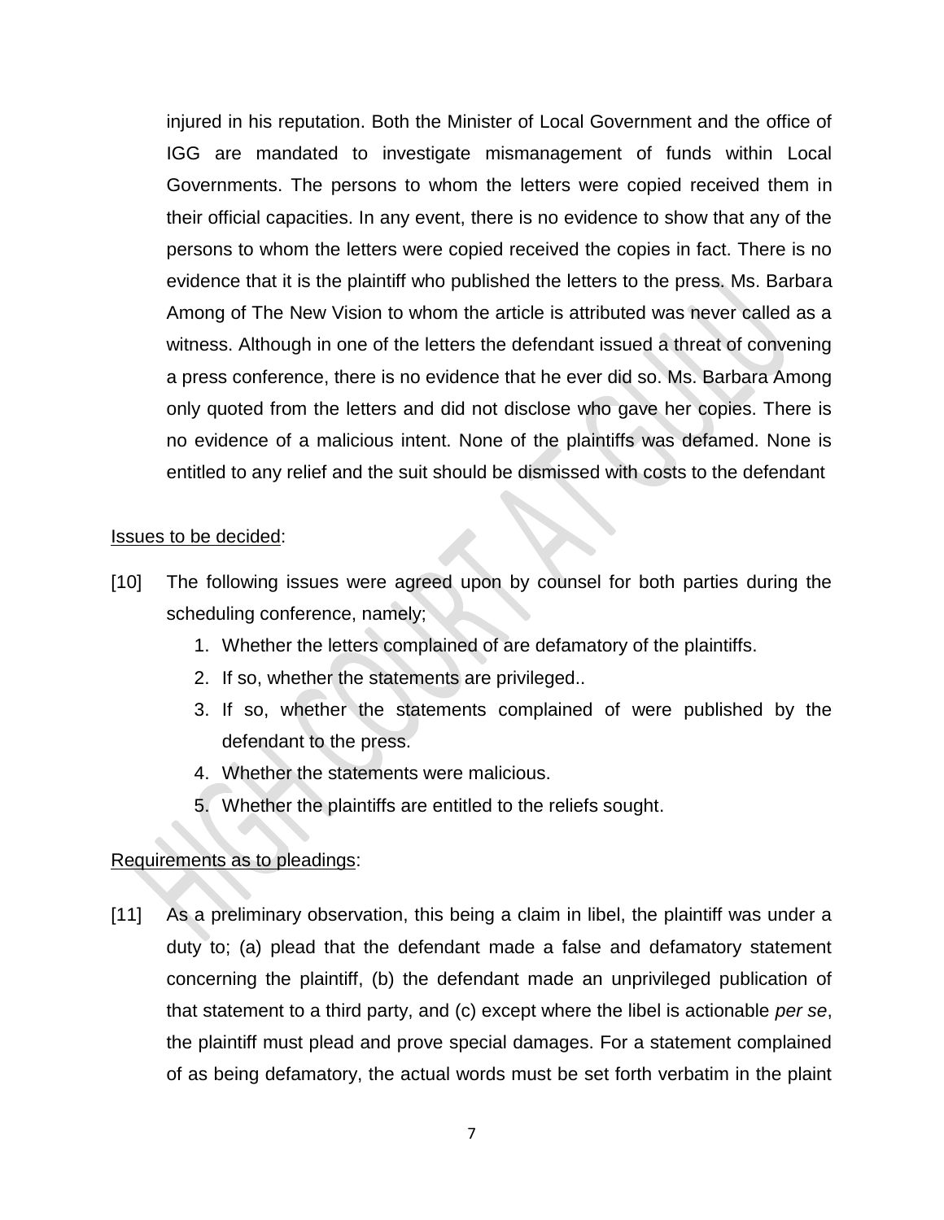injured in his reputation. Both the Minister of Local Government and the office of IGG are mandated to investigate mismanagement of funds within Local Governments. The persons to whom the letters were copied received them in their official capacities. In any event, there is no evidence to show that any of the persons to whom the letters were copied received the copies in fact. There is no evidence that it is the plaintiff who published the letters to the press. Ms. Barbara Among of The New Vision to whom the article is attributed was never called as a witness. Although in one of the letters the defendant issued a threat of convening a press conference, there is no evidence that he ever did so. Ms. Barbara Among only quoted from the letters and did not disclose who gave her copies. There is no evidence of a malicious intent. None of the plaintiffs was defamed. None is entitled to any relief and the suit should be dismissed with costs to the defendant

<u>Issues to be decided</u>:

[10] The following issues were agreed upon by counsel for both parties during the scheduling conference, namely;

1. Whether the letters complained of are defamatory of the plaintiffs.
2. If so, whether the statements are privileged..
3. If so, whether the statements complained of were published by the defendant to the press.
4. Whether the statements were malicious.
5. Whether the plaintiffs are entitled to the reliefs sought.

<u>Requirements as to pleadings</u>:

[11] As a preliminary observation, this being a claim in libel, the plaintiff was under a duty to; (a) plead that the defendant made a false and defamatory statement concerning the plaintiff, (b) the defendant made an unprivileged publication of that statement to a third party, and (c) except where the libel is actionable *per se*, the plaintiff must plead and prove special damages. For a statement complained of as being defamatory, the actual words must be set forth verbatim in the plaint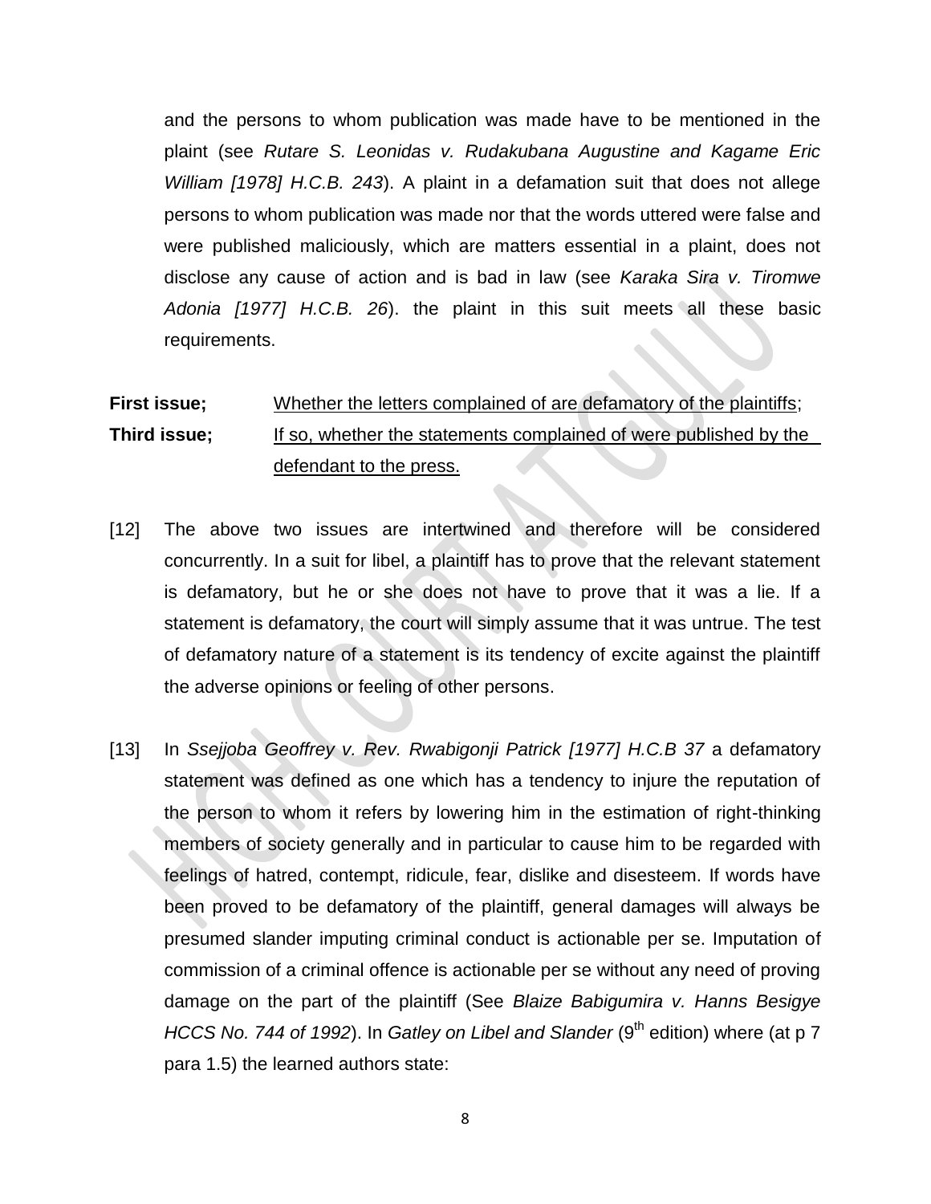and the persons to whom publication was made have to be mentioned in the plaint (see *Rutare S. Leonidas v. Rudakubana Augustine and Kagame Eric William [1978] H.C.B. 243*). A plaint in a defamation suit that does not allege persons to whom publication was made nor that the words uttered were false and were published maliciously, which are matters essential in a plaint, does not disclose any cause of action and is bad in law (see *Karaka Sira v. Tiromwe Adonia [1977] H.C.B. 26*). the plaint in this suit meets all these basic requirements.

**First issue;** Whether the letters complained of are defamatory of the plaintiffs;
**Third issue;** If so, whether the statements complained of were published by the defendant to the press.

[12] The above two issues are intertwined and therefore will be considered concurrently. In a suit for libel, a plaintiff has to prove that the relevant statement is defamatory, but he or she does not have to prove that it was a lie. If a statement is defamatory, the court will simply assume that it was untrue. The test of defamatory nature of a statement is its tendency of excite against the plaintiff the adverse opinions or feeling of other persons.

[13] In *Ssejjoba Geoffrey v. Rev. Rwabigonji Patrick [1977] H.C.B 37* a defamatory statement was defined as one which has a tendency to injure the reputation of the person to whom it refers by lowering him in the estimation of right-thinking members of society generally and in particular to cause him to be regarded with feelings of hatred, contempt, ridicule, fear, dislike and disesteem. If words have been proved to be defamatory of the plaintiff, general damages will always be presumed slander imputing criminal conduct is actionable per se. Imputation of commission of a criminal offence is actionable per se without any need of proving damage on the part of the plaintiff (See *Blaize Babigumira v. Hanns Besigye HCCS No. 744 of 1992*). In *Gatley on Libel and Slander* (9th edition) where (at p 7 para 1.5) the learned authors state: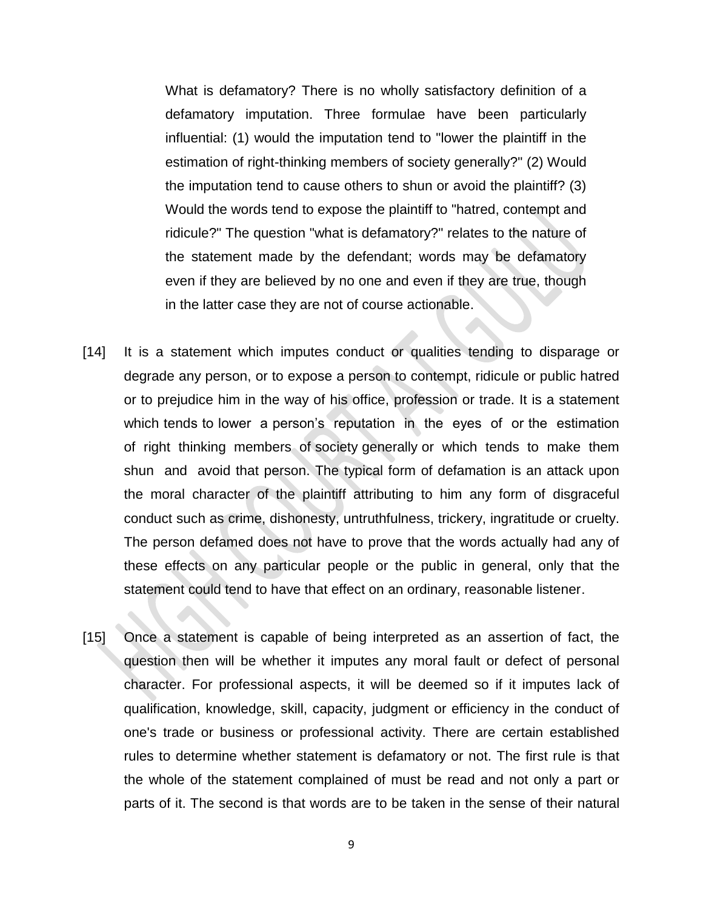> What is defamatory? There is no wholly satisfactory definition of a defamatory imputation. Three formulae have been particularly influential: (1) would the imputation tend to "lower the plaintiff in the estimation of right-thinking members of society generally?" (2) Would the imputation tend to cause others to shun or avoid the plaintiff? (3) Would the words tend to expose the plaintiff to "hatred, contempt and ridicule?" The question "what is defamatory?" relates to the nature of the statement made by the defendant; words may be defamatory even if they are believed by no one and even if they are true, though in the latter case they are not of course actionable.

[14] It is a statement which imputes conduct or qualities tending to disparage or degrade any person, or to expose a person to contempt, ridicule or public hatred or to prejudice him in the way of his office, profession or trade. It is a statement which tends to lower a person's reputation in the eyes of or the estimation of right thinking members of society generally or which tends to make them shun and avoid that person. The typical form of defamation is an attack upon the moral character of the plaintiff attributing to him any form of disgraceful conduct such as crime, dishonesty, untruthfulness, trickery, ingratitude or cruelty. The person defamed does not have to prove that the words actually had any of these effects on any particular people or the public in general, only that the statement could tend to have that effect on an ordinary, reasonable listener.

[15] Once a statement is capable of being interpreted as an assertion of fact, the question then will be whether it imputes any moral fault or defect of personal character. For professional aspects, it will be deemed so if it imputes lack of qualification, knowledge, skill, capacity, judgment or efficiency in the conduct of one's trade or business or professional activity. There are certain established rules to determine whether statement is defamatory or not. The first rule is that the whole of the statement complained of must be read and not only a part or parts of it. The second is that words are to be taken in the sense of their natural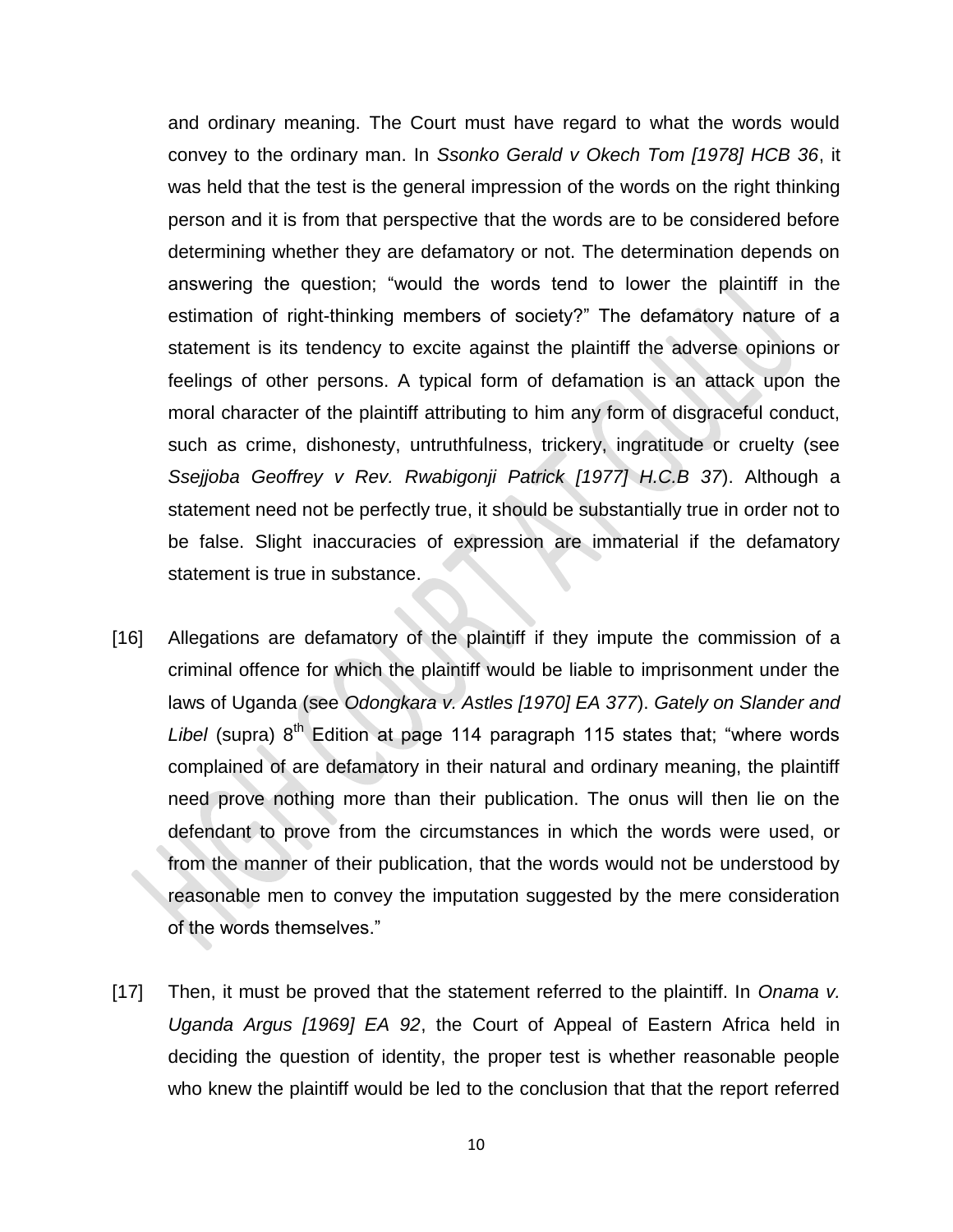and ordinary meaning. The Court must have regard to what the words would convey to the ordinary man. In *Ssonko Gerald v Okech Tom [1978] HCB 36*, it was held that the test is the general impression of the words on the right thinking person and it is from that perspective that the words are to be considered before determining whether they are defamatory or not. The determination depends on answering the question; "would the words tend to lower the plaintiff in the estimation of right-thinking members of society?" The defamatory nature of a statement is its tendency to excite against the plaintiff the adverse opinions or feelings of other persons. A typical form of defamation is an attack upon the moral character of the plaintiff attributing to him any form of disgraceful conduct, such as crime, dishonesty, untruthfulness, trickery, ingratitude or cruelty (see *Ssejjoba Geoffrey v Rev. Rwabigonji Patrick [1977] H.C.B 37*). Although a statement need not be perfectly true, it should be substantially true in order not to be false. Slight inaccuracies of expression are immaterial if the defamatory statement is true in substance.

[16] Allegations are defamatory of the plaintiff if they impute the commission of a criminal offence for which the plaintiff would be liable to imprisonment under the laws of Uganda (see *Odongkara v. Astles [1970] EA 377*). *Gately on Slander and Libel* (supra) 8th Edition at page 114 paragraph 115 states that; "where words complained of are defamatory in their natural and ordinary meaning, the plaintiff need prove nothing more than their publication. The onus will then lie on the defendant to prove from the circumstances in which the words were used, or from the manner of their publication, that the words would not be understood by reasonable men to convey the imputation suggested by the mere consideration of the words themselves."

[17] Then, it must be proved that the statement referred to the plaintiff. In *Onama v. Uganda Argus [1969] EA 92*, the Court of Appeal of Eastern Africa held in deciding the question of identity, the proper test is whether reasonable people who knew the plaintiff would be led to the conclusion that that the report referred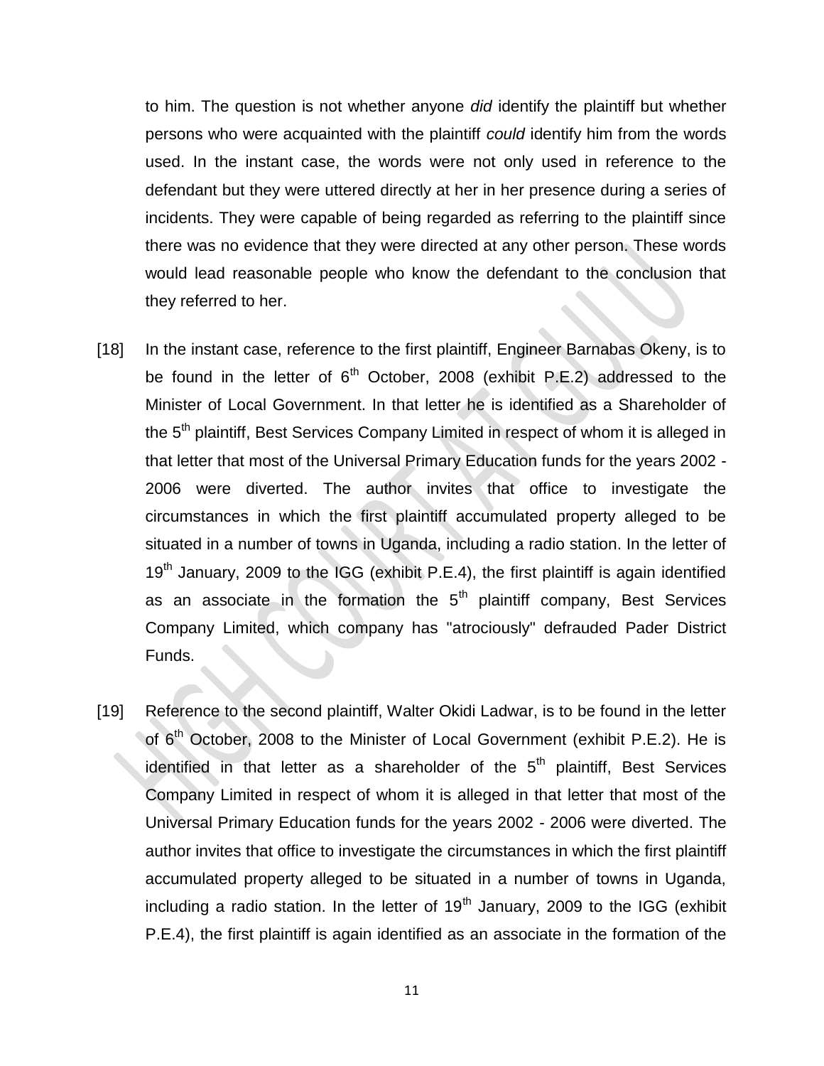to him. The question is not whether anyone *did* identify the plaintiff but whether persons who were acquainted with the plaintiff *could* identify him from the words used. In the instant case, the words were not only used in reference to the defendant but they were uttered directly at her in her presence during a series of incidents. They were capable of being regarded as referring to the plaintiff since there was no evidence that they were directed at any other person. These words would lead reasonable people who know the defendant to the conclusion that they referred to her.

[18] In the instant case, reference to the first plaintiff, Engineer Barnabas Okeny, is to be found in the letter of 6th October, 2008 (exhibit P.E.2) addressed to the Minister of Local Government. In that letter he is identified as a Shareholder of the 5th plaintiff, Best Services Company Limited in respect of whom it is alleged in that letter that most of the Universal Primary Education funds for the years 2002 - 2006 were diverted. The author invites that office to investigate the circumstances in which the first plaintiff accumulated property alleged to be situated in a number of towns in Uganda, including a radio station. In the letter of 19th January, 2009 to the IGG (exhibit P.E.4), the first plaintiff is again identified as an associate in the formation the 5th plaintiff company, Best Services Company Limited, which company has "atrociously" defrauded Pader District Funds.

[19] Reference to the second plaintiff, Walter Okidi Ladwar, is to be found in the letter of 6th October, 2008 to the Minister of Local Government (exhibit P.E.2). He is identified in that letter as a shareholder of the 5th plaintiff, Best Services Company Limited in respect of whom it is alleged in that letter that most of the Universal Primary Education funds for the years 2002 - 2006 were diverted. The author invites that office to investigate the circumstances in which the first plaintiff accumulated property alleged to be situated in a number of towns in Uganda, including a radio station. In the letter of 19th January, 2009 to the IGG (exhibit P.E.4), the first plaintiff is again identified as an associate in the formation of the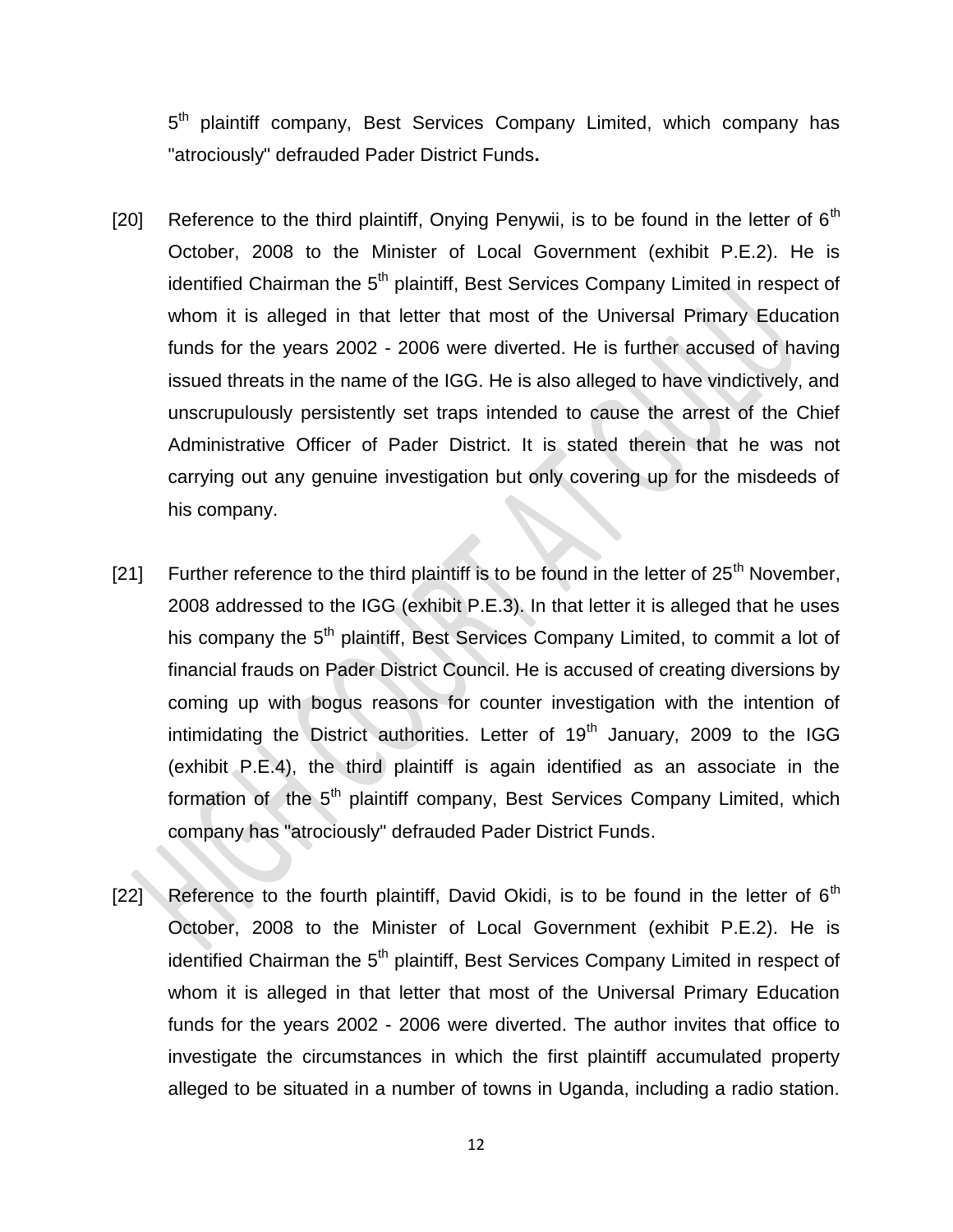5th plaintiff company, Best Services Company Limited, which company has "atrociously" defrauded Pader District Funds**.**

[20] Reference to the third plaintiff, Onying Penywii, is to be found in the letter of 6th October, 2008 to the Minister of Local Government (exhibit P.E.2). He is identified Chairman the 5th plaintiff, Best Services Company Limited in respect of whom it is alleged in that letter that most of the Universal Primary Education funds for the years 2002 - 2006 were diverted. He is further accused of having issued threats in the name of the IGG. He is also alleged to have vindictively, and unscrupulously persistently set traps intended to cause the arrest of the Chief Administrative Officer of Pader District. It is stated therein that he was not carrying out any genuine investigation but only covering up for the misdeeds of his company.

[21] Further reference to the third plaintiff is to be found in the letter of 25th November, 2008 addressed to the IGG (exhibit P.E.3). In that letter it is alleged that he uses his company the 5th plaintiff, Best Services Company Limited, to commit a lot of financial frauds on Pader District Council. He is accused of creating diversions by coming up with bogus reasons for counter investigation with the intention of intimidating the District authorities. Letter of 19th January, 2009 to the IGG (exhibit P.E.4), the third plaintiff is again identified as an associate in the formation of the 5th plaintiff company, Best Services Company Limited, which company has "atrociously" defrauded Pader District Funds.

[22] Reference to the fourth plaintiff, David Okidi, is to be found in the letter of 6th October, 2008 to the Minister of Local Government (exhibit P.E.2). He is identified Chairman the 5th plaintiff, Best Services Company Limited in respect of whom it is alleged in that letter that most of the Universal Primary Education funds for the years 2002 - 2006 were diverted. The author invites that office to investigate the circumstances in which the first plaintiff accumulated property alleged to be situated in a number of towns in Uganda, including a radio station.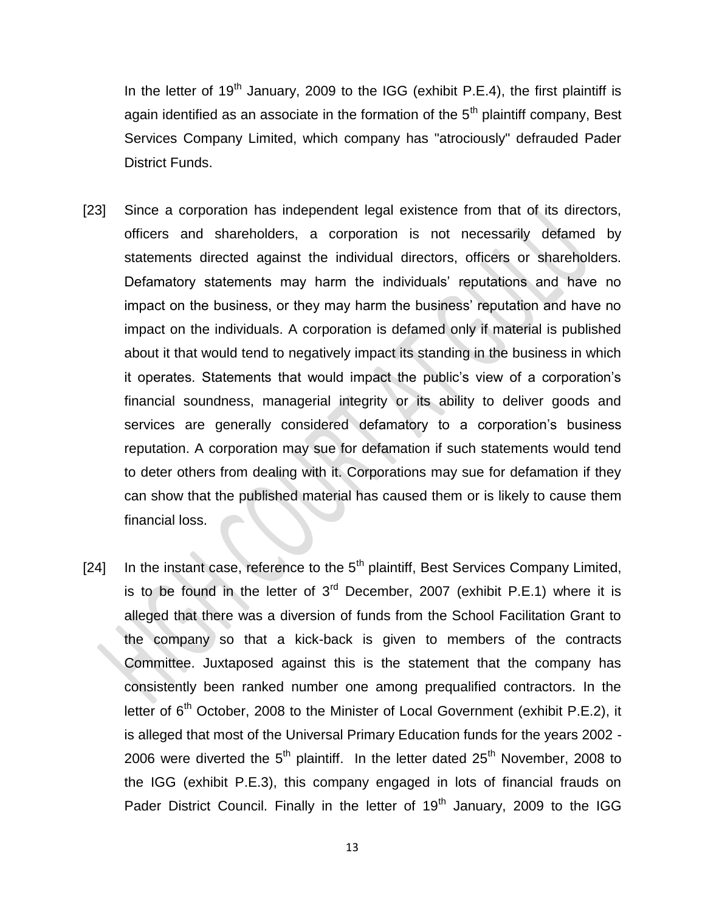In the letter of 19th January, 2009 to the IGG (exhibit P.E.4), the first plaintiff is again identified as an associate in the formation of the 5th plaintiff company, Best Services Company Limited, which company has "atrociously" defrauded Pader District Funds.

[23] Since a corporation has independent legal existence from that of its directors, officers and shareholders, a corporation is not necessarily defamed by statements directed against the individual directors, officers or shareholders. Defamatory statements may harm the individuals' reputations and have no impact on the business, or they may harm the business' reputation and have no impact on the individuals. A corporation is defamed only if material is published about it that would tend to negatively impact its standing in the business in which it operates. Statements that would impact the public's view of a corporation's financial soundness, managerial integrity or its ability to deliver goods and services are generally considered defamatory to a corporation's business reputation. A corporation may sue for defamation if such statements would tend to deter others from dealing with it. Corporations may sue for defamation if they can show that the published material has caused them or is likely to cause them financial loss.

[24] In the instant case, reference to the 5th plaintiff, Best Services Company Limited, is to be found in the letter of 3rd December, 2007 (exhibit P.E.1) where it is alleged that there was a diversion of funds from the School Facilitation Grant to the company so that a kick-back is given to members of the contracts Committee. Juxtaposed against this is the statement that the company has consistently been ranked number one among prequalified contractors. In the letter of 6th October, 2008 to the Minister of Local Government (exhibit P.E.2), it is alleged that most of the Universal Primary Education funds for the years 2002 - 2006 were diverted the 5th plaintiff. In the letter dated 25th November, 2008 to the IGG (exhibit P.E.3), this company engaged in lots of financial frauds on Pader District Council. Finally in the letter of 19th January, 2009 to the IGG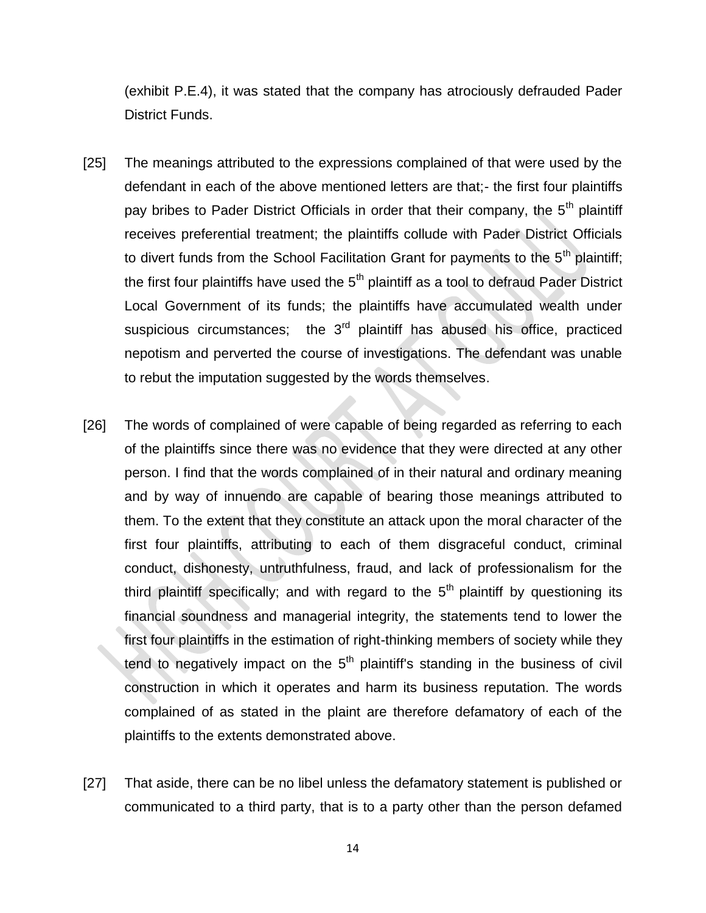(exhibit P.E.4), it was stated that the company has atrociously defrauded Pader District Funds.

[25] The meanings attributed to the expressions complained of that were used by the defendant in each of the above mentioned letters are that;- the first four plaintiffs pay bribes to Pader District Officials in order that their company, the 5th plaintiff receives preferential treatment; the plaintiffs collude with Pader District Officials to divert funds from the School Facilitation Grant for payments to the 5th plaintiff; the first four plaintiffs have used the 5th plaintiff as a tool to defraud Pader District Local Government of its funds; the plaintiffs have accumulated wealth under suspicious circumstances; the 3rd plaintiff has abused his office, practiced nepotism and perverted the course of investigations. The defendant was unable to rebut the imputation suggested by the words themselves.

[26] The words of complained of were capable of being regarded as referring to each of the plaintiffs since there was no evidence that they were directed at any other person. I find that the words complained of in their natural and ordinary meaning and by way of innuendo are capable of bearing those meanings attributed to them. To the extent that they constitute an attack upon the moral character of the first four plaintiffs, attributing to each of them disgraceful conduct, criminal conduct, dishonesty, untruthfulness, fraud, and lack of professionalism for the third plaintiff specifically; and with regard to the 5th plaintiff by questioning its financial soundness and managerial integrity, the statements tend to lower the first four plaintiffs in the estimation of right-thinking members of society while they tend to negatively impact on the 5th plaintiff's standing in the business of civil construction in which it operates and harm its business reputation. The words complained of as stated in the plaint are therefore defamatory of each of the plaintiffs to the extents demonstrated above.

[27] That aside, there can be no libel unless the defamatory statement is published or communicated to a third party, that is to a party other than the person defamed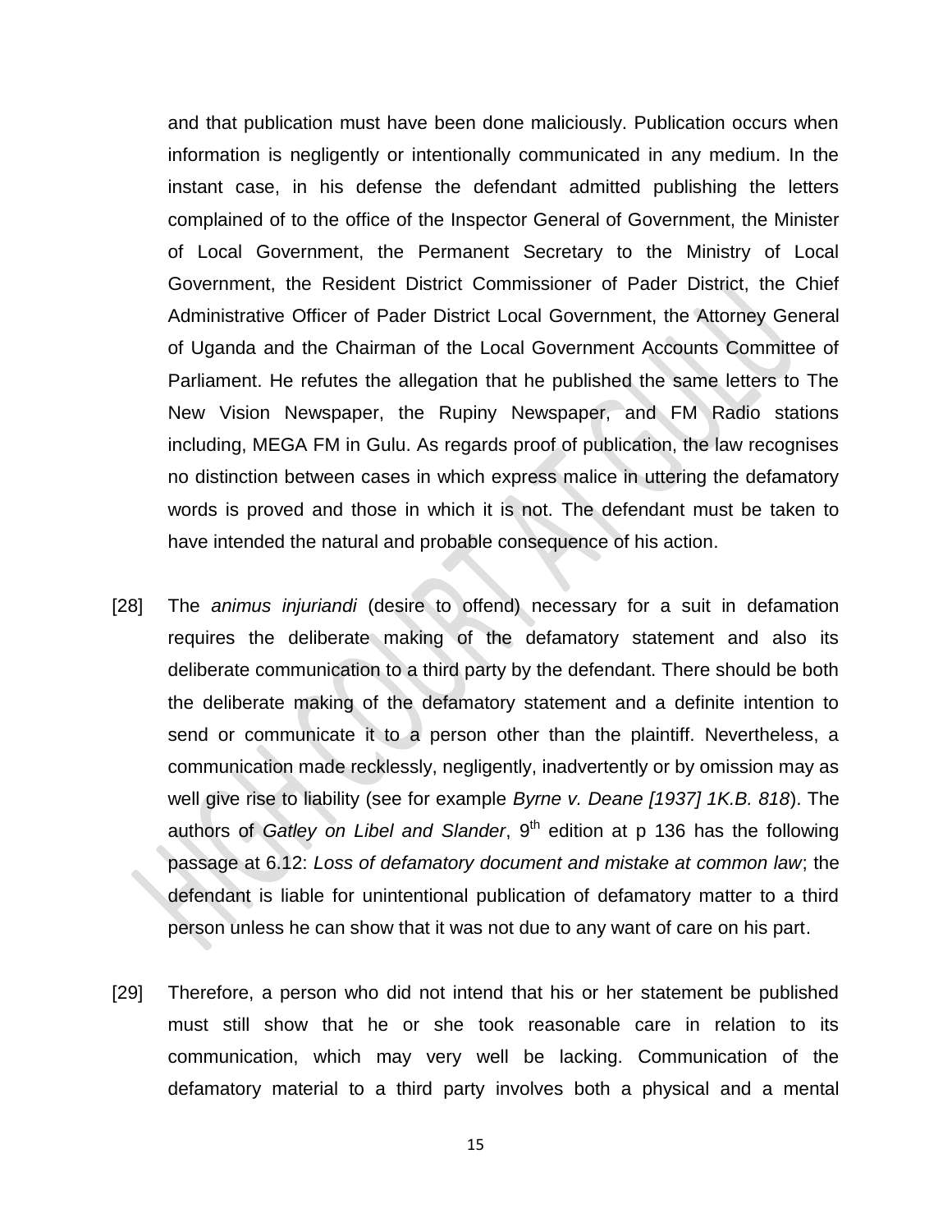and that publication must have been done maliciously. Publication occurs when information is negligently or intentionally communicated in any medium. In the instant case, in his defense the defendant admitted publishing the letters complained of to the office of the Inspector General of Government, the Minister of Local Government, the Permanent Secretary to the Ministry of Local Government, the Resident District Commissioner of Pader District, the Chief Administrative Officer of Pader District Local Government, the Attorney General of Uganda and the Chairman of the Local Government Accounts Committee of Parliament. He refutes the allegation that he published the same letters to The New Vision Newspaper, the Rupiny Newspaper, and FM Radio stations including, MEGA FM in Gulu. As regards proof of publication, the law recognises no distinction between cases in which express malice in uttering the defamatory words is proved and those in which it is not. The defendant must be taken to have intended the natural and probable consequence of his action.

[28] The *animus injuriandi* (desire to offend) necessary for a suit in defamation requires the deliberate making of the defamatory statement and also its deliberate communication to a third party by the defendant. There should be both the deliberate making of the defamatory statement and a definite intention to send or communicate it to a person other than the plaintiff. Nevertheless, a communication made recklessly, negligently, inadvertently or by omission may as well give rise to liability (see for example *Byrne v. Deane [1937] 1K.B. 818*). The authors of *Gatley on Libel and Slander*, 9th edition at p 136 has the following passage at 6.12: *Loss of defamatory document and mistake at common law*; the defendant is liable for unintentional publication of defamatory matter to a third person unless he can show that it was not due to any want of care on his part.

[29] Therefore, a person who did not intend that his or her statement be published must still show that he or she took reasonable care in relation to its communication, which may very well be lacking. Communication of the defamatory material to a third party involves both a physical and a mental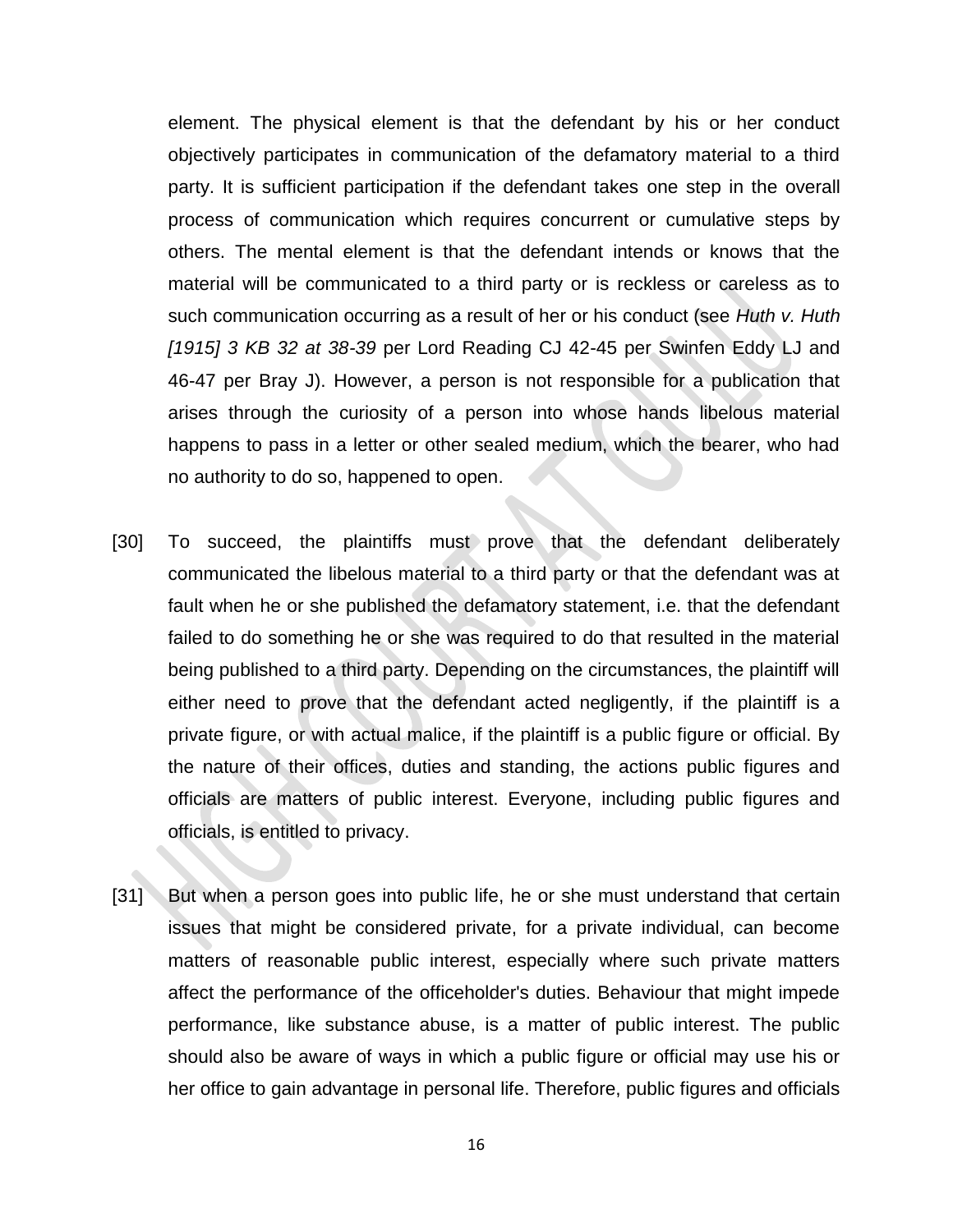element. The physical element is that the defendant by his or her conduct objectively participates in communication of the defamatory material to a third party. It is sufficient participation if the defendant takes one step in the overall process of communication which requires concurrent or cumulative steps by others. The mental element is that the defendant intends or knows that the material will be communicated to a third party or is reckless or careless as to such communication occurring as a result of her or his conduct (see *Huth v. Huth [1915] 3 KB 32 at 38-39* per Lord Reading CJ 42-45 per Swinfen Eddy LJ and 46-47 per Bray J). However, a person is not responsible for a publication that arises through the curiosity of a person into whose hands libelous material happens to pass in a letter or other sealed medium, which the bearer, who had no authority to do so, happened to open.

[30] To succeed, the plaintiffs must prove that the defendant deliberately communicated the libelous material to a third party or that the defendant was at fault when he or she published the defamatory statement, i.e. that the defendant failed to do something he or she was required to do that resulted in the material being published to a third party. Depending on the circumstances, the plaintiff will either need to prove that the defendant acted negligently, if the plaintiff is a private figure, or with actual malice, if the plaintiff is a public figure or official. By the nature of their offices, duties and standing, the actions public figures and officials are matters of public interest. Everyone, including public figures and officials, is entitled to privacy.

[31] But when a person goes into public life, he or she must understand that certain issues that might be considered private, for a private individual, can become matters of reasonable public interest, especially where such private matters affect the performance of the officeholder's duties. Behaviour that might impede performance, like substance abuse, is a matter of public interest. The public should also be aware of ways in which a public figure or official may use his or her office to gain advantage in personal life. Therefore, public figures and officials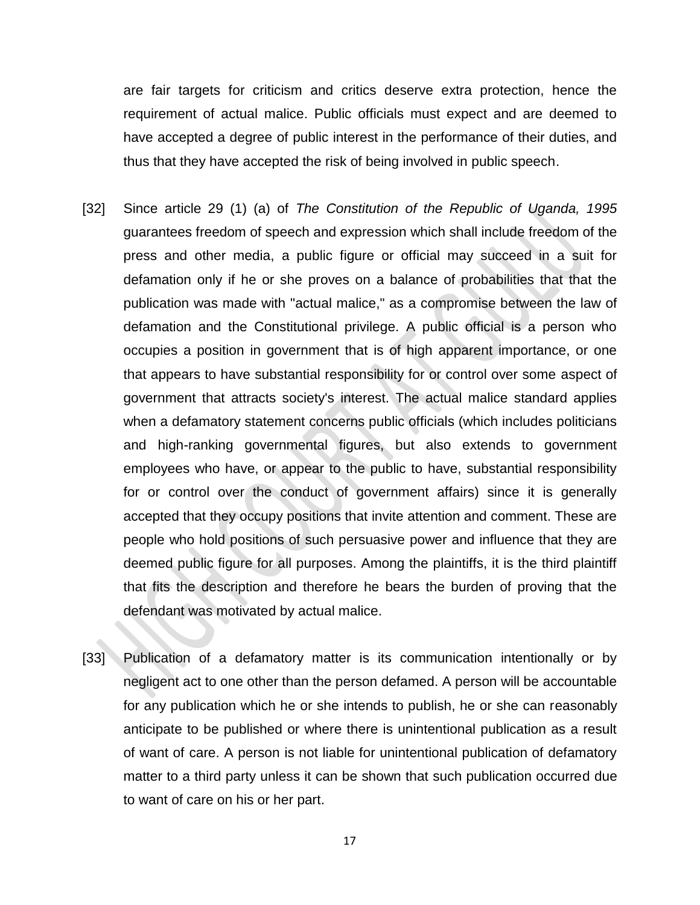are fair targets for criticism and critics deserve extra protection, hence the requirement of actual malice. Public officials must expect and are deemed to have accepted a degree of public interest in the performance of their duties, and thus that they have accepted the risk of being involved in public speech.

[32] Since article 29 (1) (a) of *The Constitution of the Republic of Uganda, 1995* guarantees freedom of speech and expression which shall include freedom of the press and other media, a public figure or official may succeed in a suit for defamation only if he or she proves on a balance of probabilities that that the publication was made with "actual malice," as a compromise between the law of defamation and the Constitutional privilege. A public official is a person who occupies a position in government that is of high apparent importance, or one that appears to have substantial responsibility for or control over some aspect of government that attracts society's interest. The actual malice standard applies when a defamatory statement concerns public officials (which includes politicians and high-ranking governmental figures, but also extends to government employees who have, or appear to the public to have, substantial responsibility for or control over the conduct of government affairs) since it is generally accepted that they occupy positions that invite attention and comment. These are people who hold positions of such persuasive power and influence that they are deemed public figure for all purposes. Among the plaintiffs, it is the third plaintiff that fits the description and therefore he bears the burden of proving that the defendant was motivated by actual malice.

[33] Publication of a defamatory matter is its communication intentionally or by negligent act to one other than the person defamed. A person will be accountable for any publication which he or she intends to publish, he or she can reasonably anticipate to be published or where there is unintentional publication as a result of want of care. A person is not liable for unintentional publication of defamatory matter to a third party unless it can be shown that such publication occurred due to want of care on his or her part.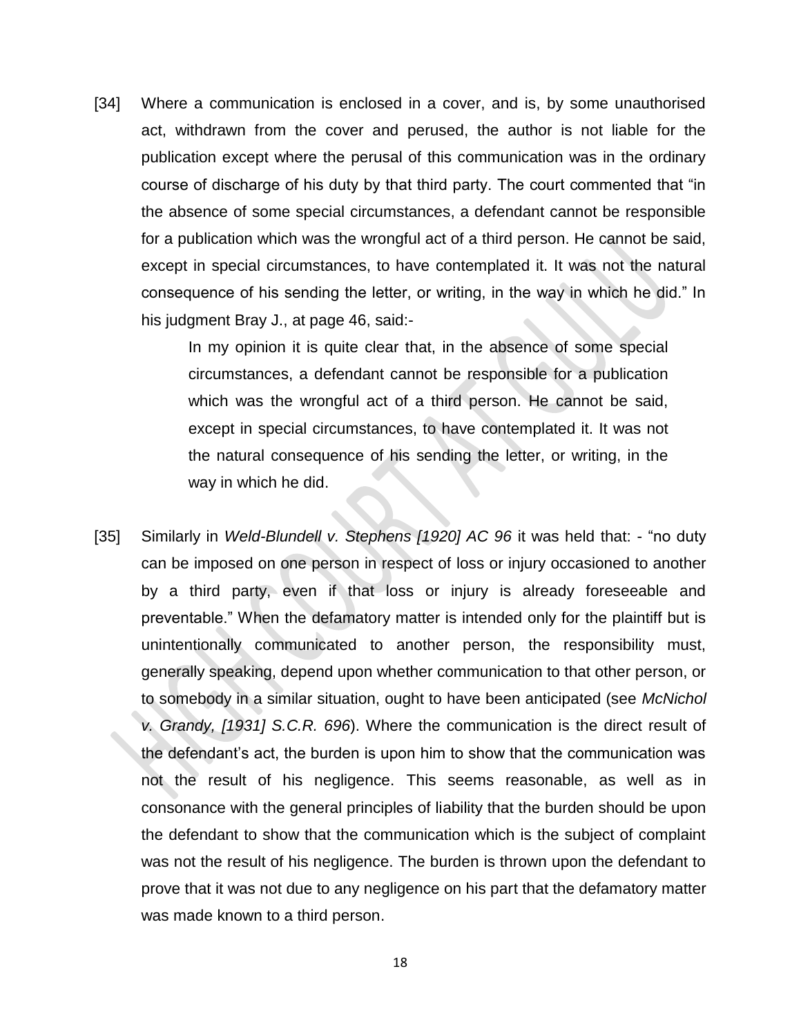[34] Where a communication is enclosed in a cover, and is, by some unauthorised act, withdrawn from the cover and perused, the author is not liable for the publication except where the perusal of this communication was in the ordinary course of discharge of his duty by that third party. The court commented that "in the absence of some special circumstances, a defendant cannot be responsible for a publication which was the wrongful act of a third person. He cannot be said, except in special circumstances, to have contemplated it. It was not the natural consequence of his sending the letter, or writing, in the way in which he did." In his judgment Bray J., at page 46, said:-

> In my opinion it is quite clear that, in the absence of some special circumstances, a defendant cannot be responsible for a publication which was the wrongful act of a third person. He cannot be said, except in special circumstances, to have contemplated it. It was not the natural consequence of his sending the letter, or writing, in the way in which he did.

[35] Similarly in *Weld-Blundell v. Stephens [1920] AC 96* it was held that: - "no duty can be imposed on one person in respect of loss or injury occasioned to another by a third party, even if that loss or injury is already foreseeable and preventable." When the defamatory matter is intended only for the plaintiff but is unintentionally communicated to another person, the responsibility must, generally speaking, depend upon whether communication to that other person, or to somebody in a similar situation, ought to have been anticipated (see *McNichol v. Grandy, [1931] S.C.R. 696*). Where the communication is the direct result of the defendant's act, the burden is upon him to show that the communication was not the result of his negligence. This seems reasonable, as well as in consonance with the general principles of liability that the burden should be upon the defendant to show that the communication which is the subject of complaint was not the result of his negligence. The burden is thrown upon the defendant to prove that it was not due to any negligence on his part that the defamatory matter was made known to a third person.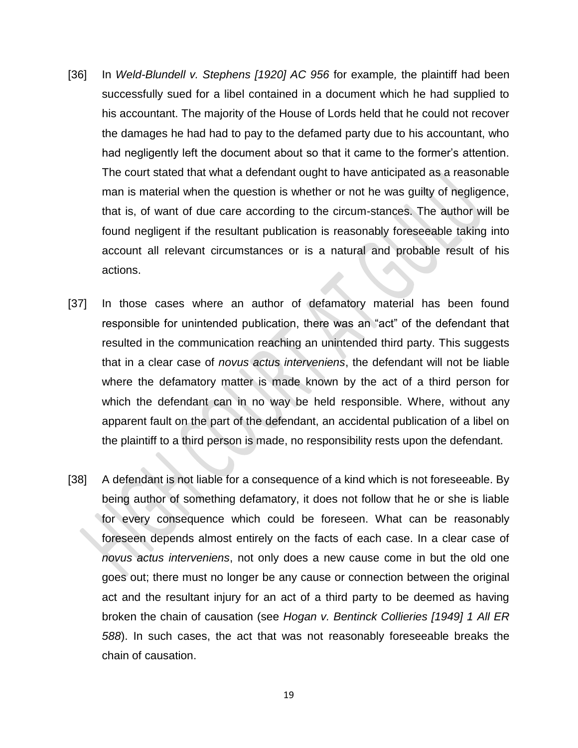[36] In *Weld-Blundell v. Stephens [1920] AC 956* for example*,* the plaintiff had been successfully sued for a libel contained in a document which he had supplied to his accountant. The majority of the House of Lords held that he could not recover the damages he had had to pay to the defamed party due to his accountant, who had negligently left the document about so that it came to the former's attention. The court stated that what a defendant ought to have anticipated as a reasonable man is material when the question is whether or not he was guilty of negligence, that is, of want of due care according to the circum-stances. The author will be found negligent if the resultant publication is reasonably foreseeable taking into account all relevant circumstances or is a natural and probable result of his actions.

[37] In those cases where an author of defamatory material has been found responsible for unintended publication, there was an "act" of the defendant that resulted in the communication reaching an unintended third party. This suggests that in a clear case of *novus actus interveniens*, the defendant will not be liable where the defamatory matter is made known by the act of a third person for which the defendant can in no way be held responsible. Where, without any apparent fault on the part of the defendant, an accidental publication of a libel on the plaintiff to a third person is made, no responsibility rests upon the defendant.

[38] A defendant is not liable for a consequence of a kind which is not foreseeable. By being author of something defamatory, it does not follow that he or she is liable for every consequence which could be foreseen. What can be reasonably foreseen depends almost entirely on the facts of each case. In a clear case of *novus actus interveniens*, not only does a new cause come in but the old one goes out; there must no longer be any cause or connection between the original act and the resultant injury for an act of a third party to be deemed as having broken the chain of causation (see *Hogan v. Bentinck Collieries [1949] 1 All ER 588*). In such cases, the act that was not reasonably foreseeable breaks the chain of causation.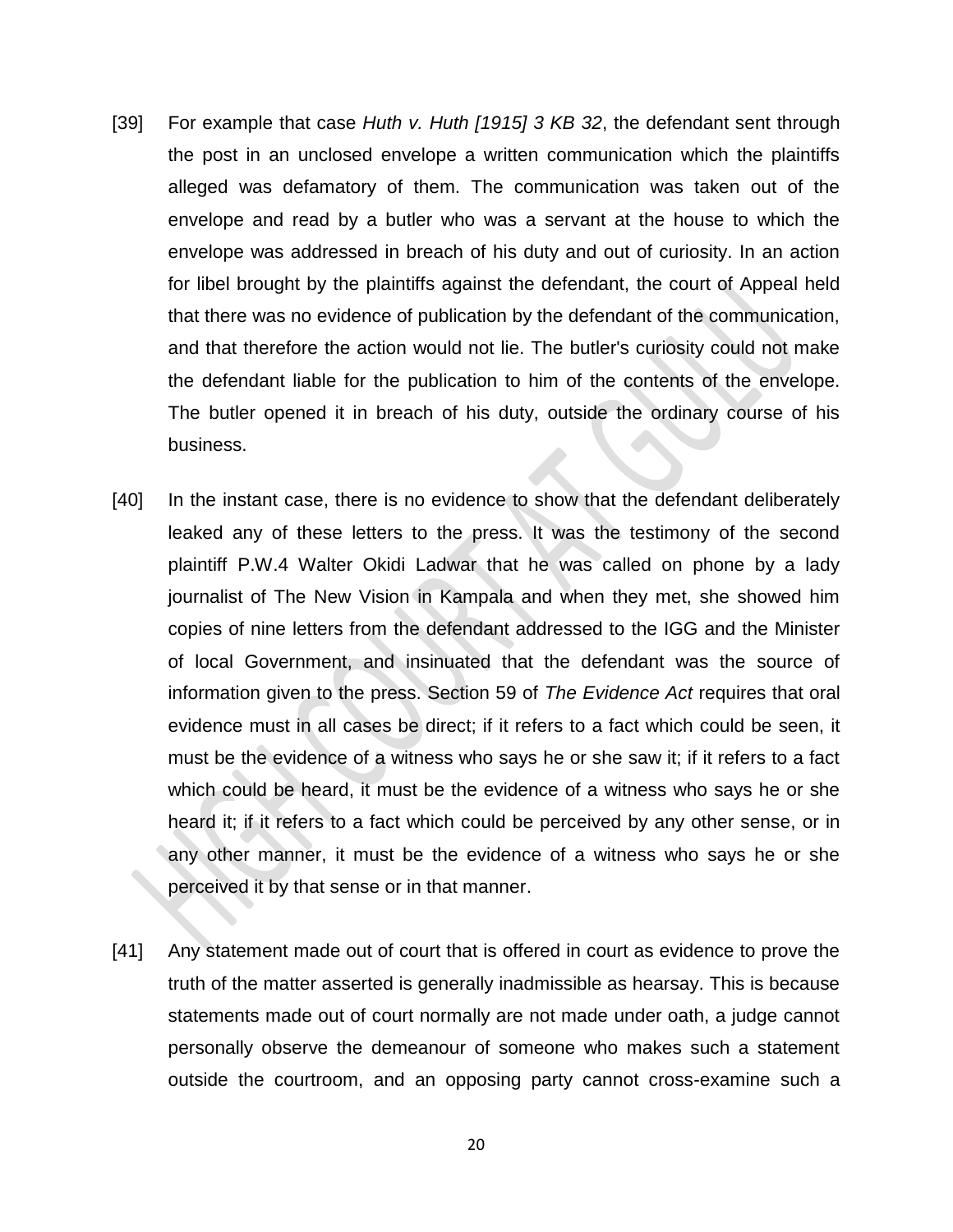[39] For example that case *Huth v. Huth [1915] 3 KB 32*, the defendant sent through the post in an unclosed envelope a written communication which the plaintiffs alleged was defamatory of them. The communication was taken out of the envelope and read by a butler who was a servant at the house to which the envelope was addressed in breach of his duty and out of curiosity. In an action for libel brought by the plaintiffs against the defendant, the court of Appeal held that there was no evidence of publication by the defendant of the communication, and that therefore the action would not lie. The butler's curiosity could not make the defendant liable for the publication to him of the contents of the envelope. The butler opened it in breach of his duty, outside the ordinary course of his business.

[40] In the instant case, there is no evidence to show that the defendant deliberately leaked any of these letters to the press. It was the testimony of the second plaintiff P.W.4 Walter Okidi Ladwar that he was called on phone by a lady journalist of The New Vision in Kampala and when they met, she showed him copies of nine letters from the defendant addressed to the IGG and the Minister of local Government, and insinuated that the defendant was the source of information given to the press. Section 59 of *The Evidence Act* requires that oral evidence must in all cases be direct; if it refers to a fact which could be seen, it must be the evidence of a witness who says he or she saw it; if it refers to a fact which could be heard, it must be the evidence of a witness who says he or she heard it; if it refers to a fact which could be perceived by any other sense, or in any other manner, it must be the evidence of a witness who says he or she perceived it by that sense or in that manner.

[41] Any statement made out of court that is offered in court as evidence to prove the truth of the matter asserted is generally inadmissible as hearsay. This is because statements made out of court normally are not made under oath, a judge cannot personally observe the demeanour of someone who makes such a statement outside the courtroom, and an opposing party cannot cross-examine such a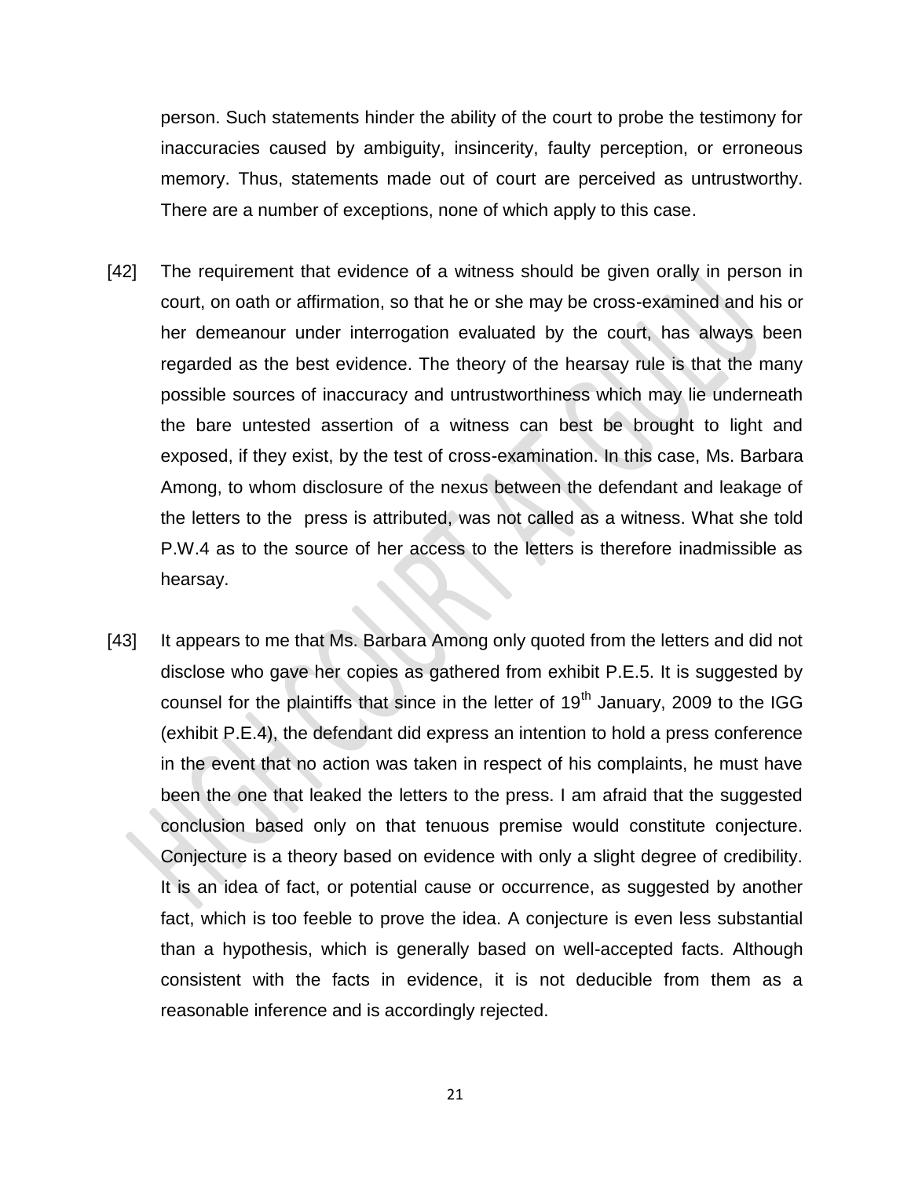person. Such statements hinder the ability of the court to probe the testimony for inaccuracies caused by ambiguity, insincerity, faulty perception, or erroneous memory. Thus, statements made out of court are perceived as untrustworthy. There are a number of exceptions, none of which apply to this case.

[42] The requirement that evidence of a witness should be given orally in person in court, on oath or affirmation, so that he or she may be cross-examined and his or her demeanour under interrogation evaluated by the court, has always been regarded as the best evidence. The theory of the hearsay rule is that the many possible sources of inaccuracy and untrustworthiness which may lie underneath the bare untested assertion of a witness can best be brought to light and exposed, if they exist, by the test of cross-examination. In this case, Ms. Barbara Among, to whom disclosure of the nexus between the defendant and leakage of the letters to the press is attributed, was not called as a witness. What she told P.W.4 as to the source of her access to the letters is therefore inadmissible as hearsay.

[43] It appears to me that Ms. Barbara Among only quoted from the letters and did not disclose who gave her copies as gathered from exhibit P.E.5. It is suggested by counsel for the plaintiffs that since in the letter of 19th January, 2009 to the IGG (exhibit P.E.4), the defendant did express an intention to hold a press conference in the event that no action was taken in respect of his complaints, he must have been the one that leaked the letters to the press. I am afraid that the suggested conclusion based only on that tenuous premise would constitute conjecture. Conjecture is a theory based on evidence with only a slight degree of credibility. It is an idea of fact, or potential cause or occurrence, as suggested by another fact, which is too feeble to prove the idea. A conjecture is even less substantial than a hypothesis, which is generally based on well-accepted facts. Although consistent with the facts in evidence, it is not deducible from them as a reasonable inference and is accordingly rejected.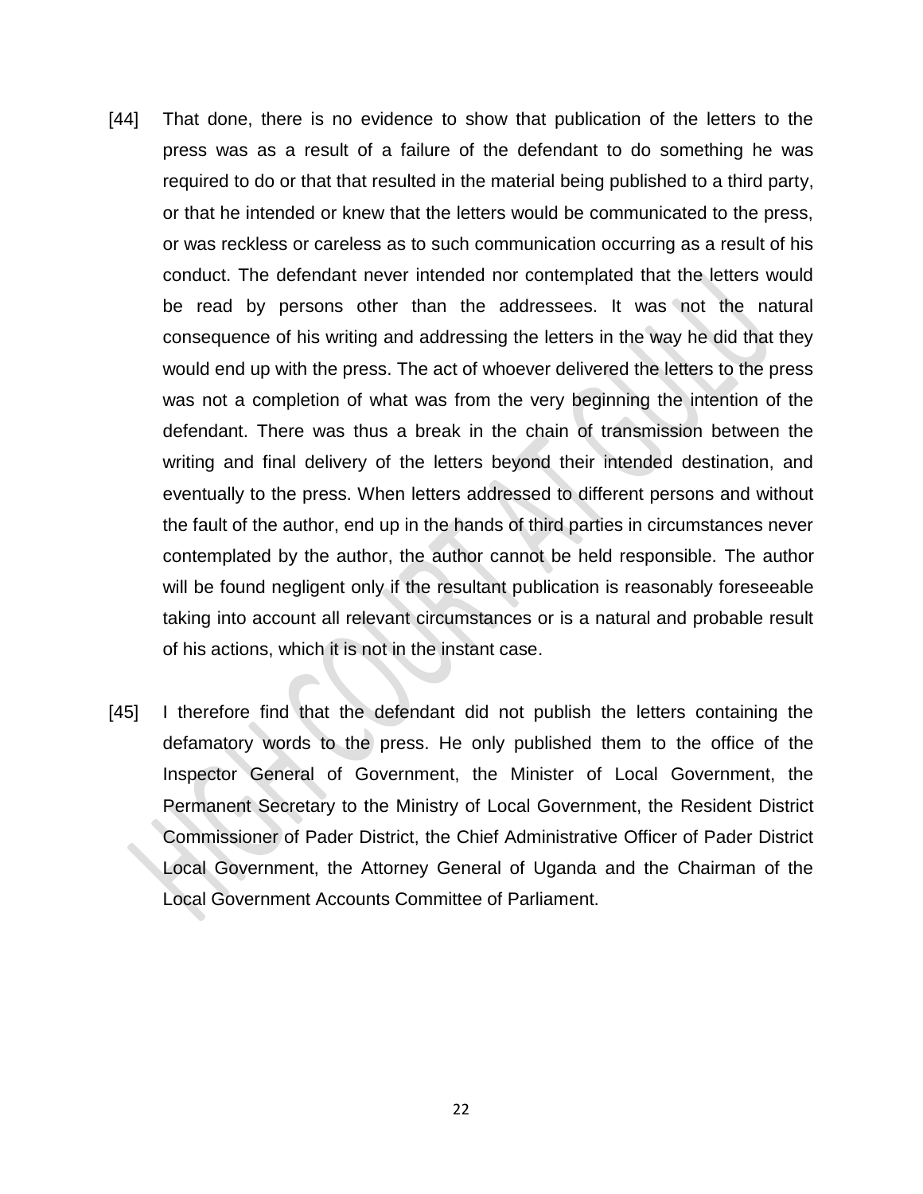[44] That done, there is no evidence to show that publication of the letters to the press was as a result of a failure of the defendant to do something he was required to do or that that resulted in the material being published to a third party, or that he intended or knew that the letters would be communicated to the press, or was reckless or careless as to such communication occurring as a result of his conduct. The defendant never intended nor contemplated that the letters would be read by persons other than the addressees. It was not the natural consequence of his writing and addressing the letters in the way he did that they would end up with the press. The act of whoever delivered the letters to the press was not a completion of what was from the very beginning the intention of the defendant. There was thus a break in the chain of transmission between the writing and final delivery of the letters beyond their intended destination, and eventually to the press. When letters addressed to different persons and without the fault of the author, end up in the hands of third parties in circumstances never contemplated by the author, the author cannot be held responsible. The author will be found negligent only if the resultant publication is reasonably foreseeable taking into account all relevant circumstances or is a natural and probable result of his actions, which it is not in the instant case.

[45] I therefore find that the defendant did not publish the letters containing the defamatory words to the press. He only published them to the office of the Inspector General of Government, the Minister of Local Government, the Permanent Secretary to the Ministry of Local Government, the Resident District Commissioner of Pader District, the Chief Administrative Officer of Pader District Local Government, the Attorney General of Uganda and the Chairman of the Local Government Accounts Committee of Parliament.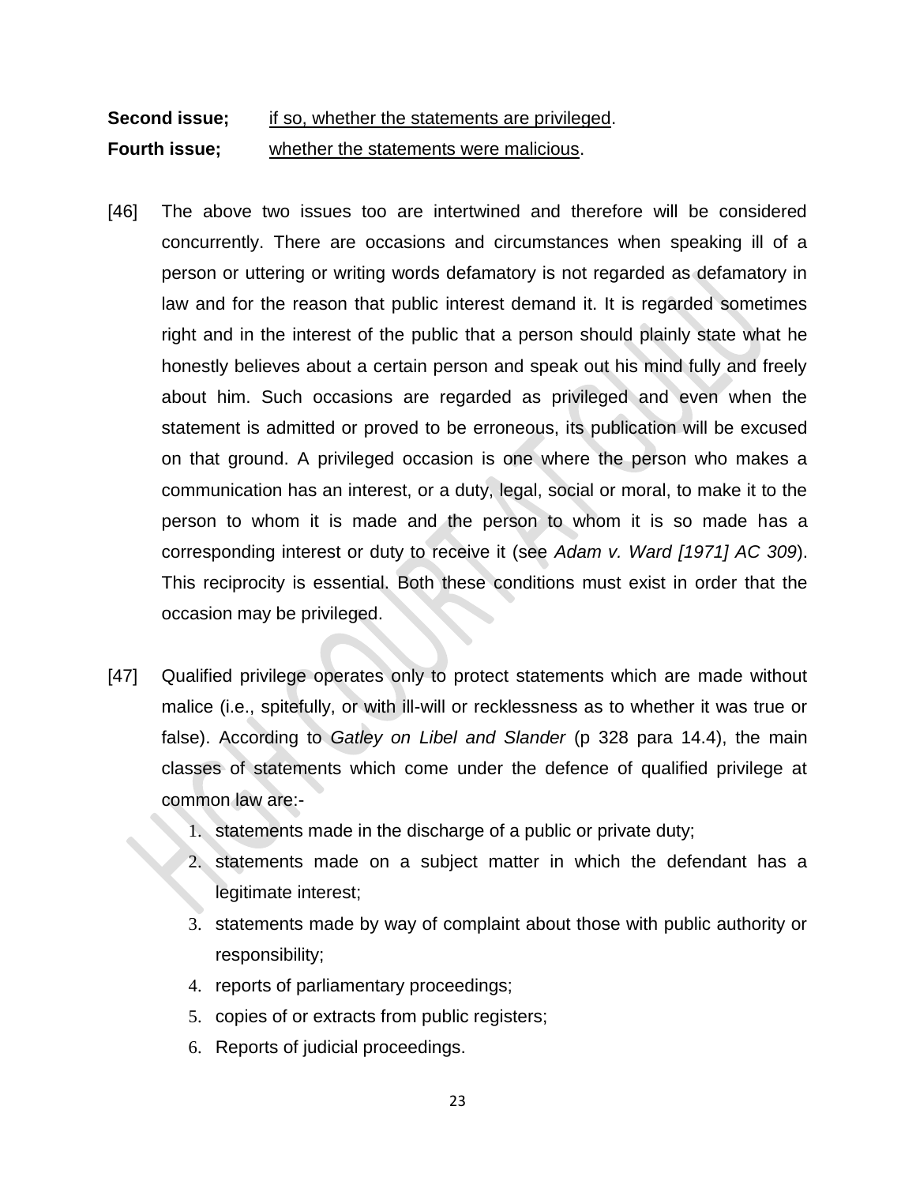**Second issue;** <u>if so, whether the statements are privileged</u>.

**Fourth issue;** <u>whether the statements were malicious</u>.

[46] The above two issues too are intertwined and therefore will be considered concurrently. There are occasions and circumstances when speaking ill of a person or uttering or writing words defamatory is not regarded as defamatory in law and for the reason that public interest demand it. It is regarded sometimes right and in the interest of the public that a person should plainly state what he honestly believes about a certain person and speak out his mind fully and freely about him. Such occasions are regarded as privileged and even when the statement is admitted or proved to be erroneous, its publication will be excused on that ground. A privileged occasion is one where the person who makes a communication has an interest, or a duty, legal, social or moral, to make it to the person to whom it is made and the person to whom it is so made has a corresponding interest or duty to receive it (see *Adam v. Ward [1971] AC 309*). This reciprocity is essential. Both these conditions must exist in order that the occasion may be privileged.

[47] Qualified privilege operates only to protect statements which are made without malice (i.e., spitefully, or with ill-will or recklessness as to whether it was true or false). According to *Gatley on Libel and Slander* (p 328 para 14.4), the main classes of statements which come under the defence of qualified privilege at common law are:-

1. statements made in the discharge of a public or private duty;
2. statements made on a subject matter in which the defendant has a legitimate interest;
3. statements made by way of complaint about those with public authority or responsibility;
4. reports of parliamentary proceedings;
5. copies of or extracts from public registers;
6. Reports of judicial proceedings.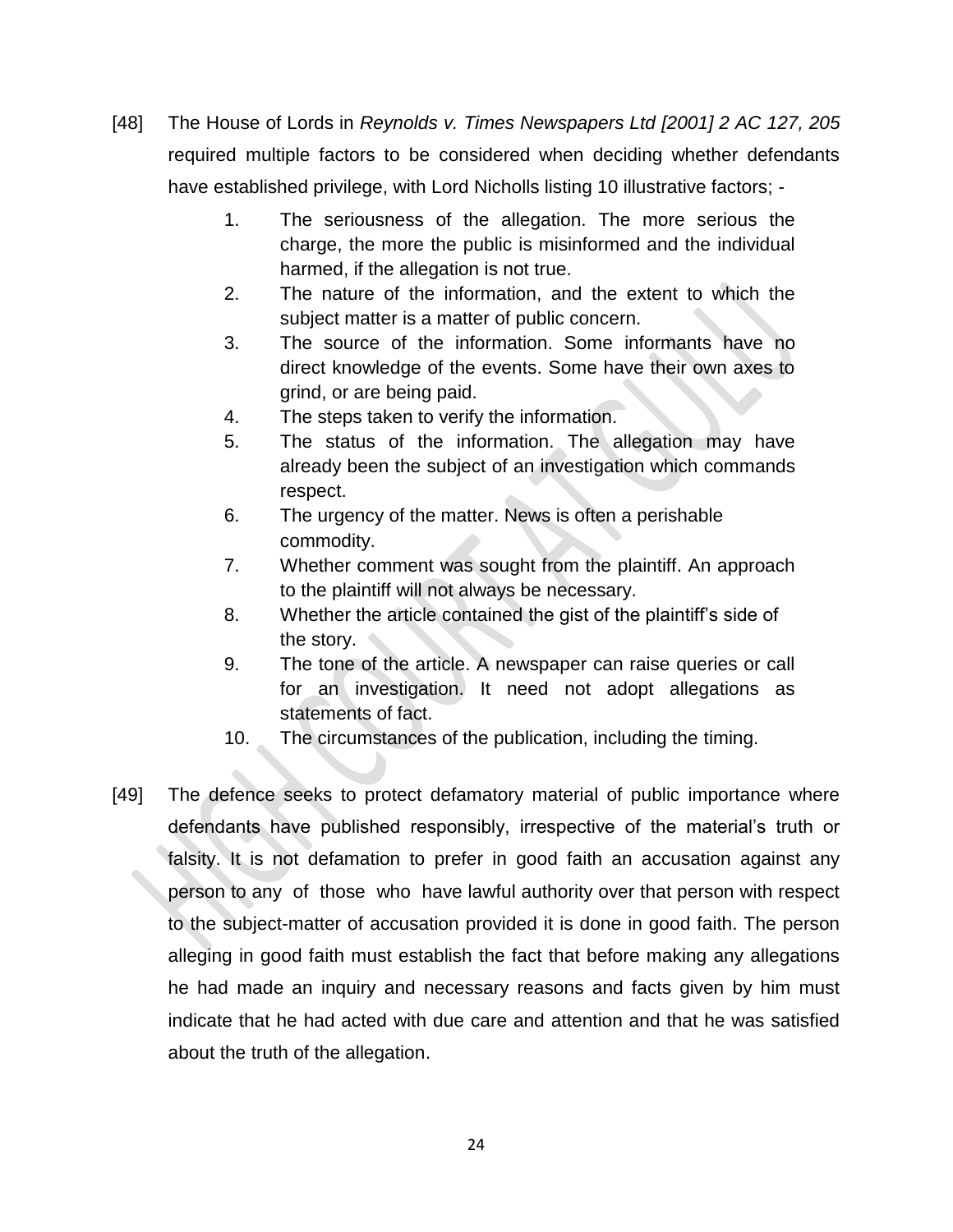[48] The House of Lords in *Reynolds v. Times Newspapers Ltd [2001] 2 AC 127, 205* required multiple factors to be considered when deciding whether defendants have established privilege, with Lord Nicholls listing 10 illustrative factors; -

1. The seriousness of the allegation. The more serious the charge, the more the public is misinformed and the individual harmed, if the allegation is not true.
2. The nature of the information, and the extent to which the subject matter is a matter of public concern.
3. The source of the information. Some informants have no direct knowledge of the events. Some have their own axes to grind, or are being paid.
4. The steps taken to verify the information.
5. The status of the information. The allegation may have already been the subject of an investigation which commands respect.
6. The urgency of the matter. News is often a perishable commodity.
7. Whether comment was sought from the plaintiff. An approach to the plaintiff will not always be necessary.
8. Whether the article contained the gist of the plaintiff's side of the story.
9. The tone of the article. A newspaper can raise queries or call for an investigation. It need not adopt allegations as statements of fact.
10. The circumstances of the publication, including the timing.

[49] The defence seeks to protect defamatory material of public importance where defendants have published responsibly, irrespective of the material's truth or falsity. It is not defamation to prefer in good faith an accusation against any person to any of those who have lawful authority over that person with respect to the subject-matter of accusation provided it is done in good faith. The person alleging in good faith must establish the fact that before making any allegations he had made an inquiry and necessary reasons and facts given by him must indicate that he had acted with due care and attention and that he was satisfied about the truth of the allegation.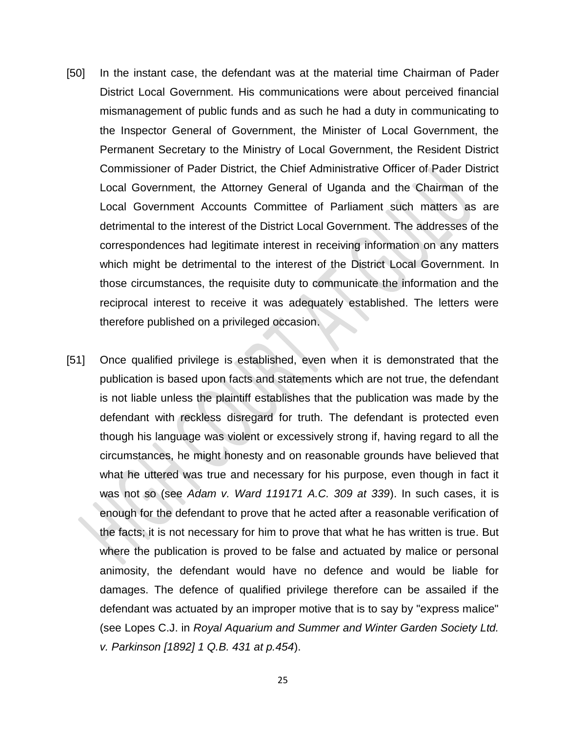[50] In the instant case, the defendant was at the material time Chairman of Pader District Local Government. His communications were about perceived financial mismanagement of public funds and as such he had a duty in communicating to the Inspector General of Government, the Minister of Local Government, the Permanent Secretary to the Ministry of Local Government, the Resident District Commissioner of Pader District, the Chief Administrative Officer of Pader District Local Government, the Attorney General of Uganda and the Chairman of the Local Government Accounts Committee of Parliament such matters as are detrimental to the interest of the District Local Government. The addresses of the correspondences had legitimate interest in receiving information on any matters which might be detrimental to the interest of the District Local Government. In those circumstances, the requisite duty to communicate the information and the reciprocal interest to receive it was adequately established. The letters were therefore published on a privileged occasion.

[51] Once qualified privilege is established, even when it is demonstrated that the publication is based upon facts and statements which are not true, the defendant is not liable unless the plaintiff establishes that the publication was made by the defendant with reckless disregard for truth. The defendant is protected even though his language was violent or excessively strong if, having regard to all the circumstances, he might honesty and on reasonable grounds have believed that what he uttered was true and necessary for his purpose, even though in fact it was not so (see *Adam v. Ward 119171 A.C. 309 at 339*). In such cases, it is enough for the defendant to prove that he acted after a reasonable verification of the facts; it is not necessary for him to prove that what he has written is true. But where the publication is proved to be false and actuated by malice or personal animosity, the defendant would have no defence and would be liable for damages. The defence of qualified privilege therefore can be assailed if the defendant was actuated by an improper motive that is to say by "express malice" (see Lopes C.J. in *Royal Aquarium and Summer and Winter Garden Society Ltd. v. Parkinson [1892] 1 Q.B. 431 at p.454*).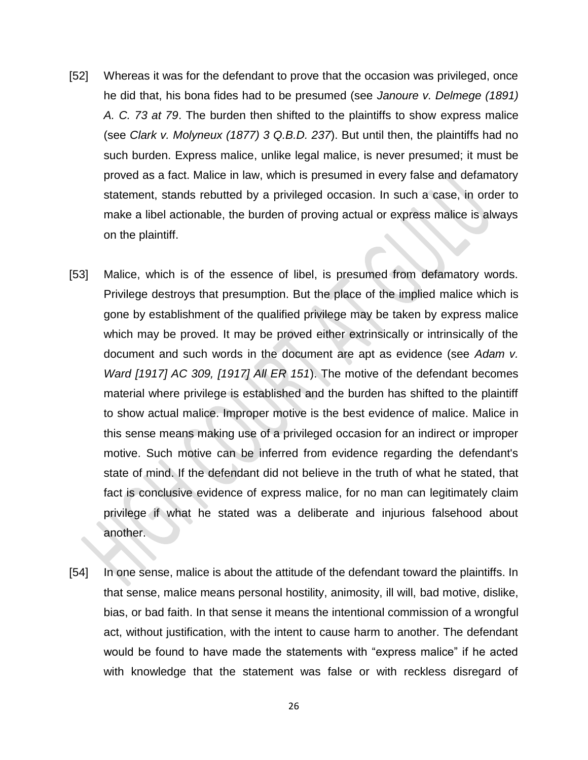[52] Whereas it was for the defendant to prove that the occasion was privileged, once he did that, his bona fides had to be presumed (see *Janoure v. Delmege (1891) A. C. 73 at 79*. The burden then shifted to the plaintiffs to show express malice (see *Clark v. Molyneux (1877) 3 Q.B.D. 237*). But until then, the plaintiffs had no such burden. Express malice, unlike legal malice, is never presumed; it must be proved as a fact. Malice in law, which is presumed in every false and defamatory statement, stands rebutted by a privileged occasion. In such a case, in order to make a libel actionable, the burden of proving actual or express malice is always on the plaintiff.

[53] Malice, which is of the essence of libel, is presumed from defamatory words. Privilege destroys that presumption. But the place of the implied malice which is gone by establishment of the qualified privilege may be taken by express malice which may be proved. It may be proved either extrinsically or intrinsically of the document and such words in the document are apt as evidence (see *Adam v. Ward [1917] AC 309, [1917] All ER 151*). The motive of the defendant becomes material where privilege is established and the burden has shifted to the plaintiff to show actual malice. Improper motive is the best evidence of malice. Malice in this sense means making use of a privileged occasion for an indirect or improper motive. Such motive can be inferred from evidence regarding the defendant's state of mind. If the defendant did not believe in the truth of what he stated, that fact is conclusive evidence of express malice, for no man can legitimately claim privilege if what he stated was a deliberate and injurious falsehood about another.

[54] In one sense, malice is about the attitude of the defendant toward the plaintiffs. In that sense, malice means personal hostility, animosity, ill will, bad motive, dislike, bias, or bad faith. In that sense it means the intentional commission of a wrongful act, without justification, with the intent to cause harm to another. The defendant would be found to have made the statements with "express malice" if he acted with knowledge that the statement was false or with reckless disregard of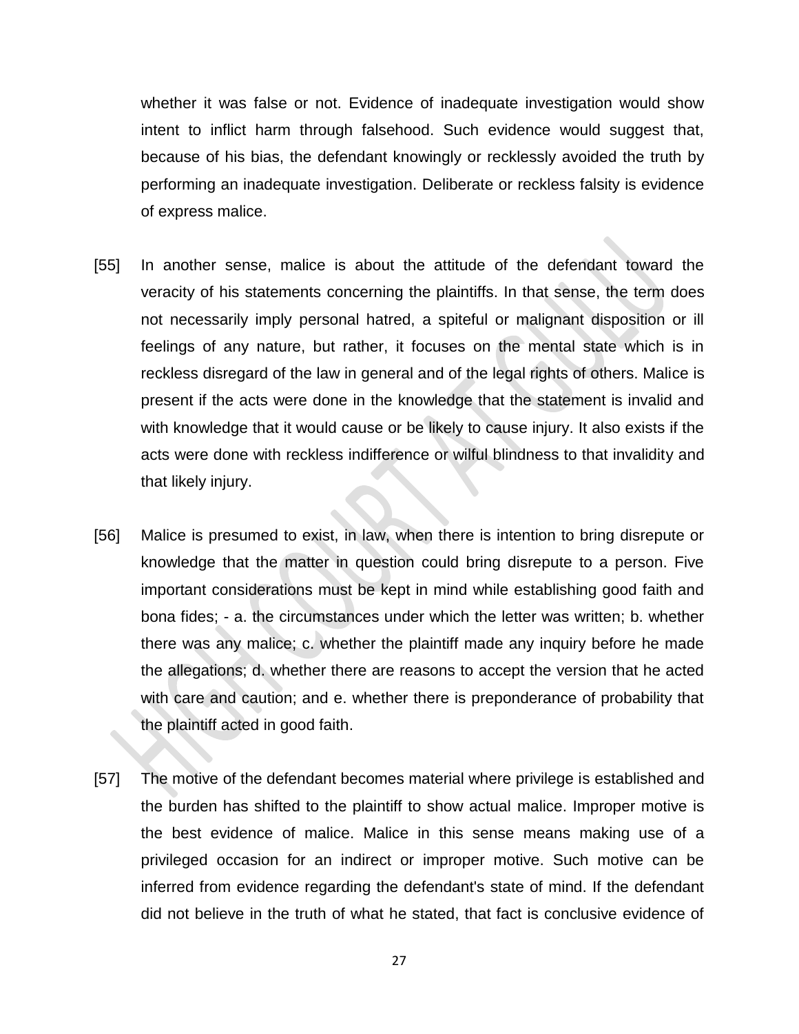whether it was false or not. Evidence of inadequate investigation would show intent to inflict harm through falsehood. Such evidence would suggest that, because of his bias, the defendant knowingly or recklessly avoided the truth by performing an inadequate investigation. Deliberate or reckless falsity is evidence of express malice.

[55] In another sense, malice is about the attitude of the defendant toward the veracity of his statements concerning the plaintiffs. In that sense, the term does not necessarily imply personal hatred, a spiteful or malignant disposition or ill feelings of any nature, but rather, it focuses on the mental state which is in reckless disregard of the law in general and of the legal rights of others. Malice is present if the acts were done in the knowledge that the statement is invalid and with knowledge that it would cause or be likely to cause injury. It also exists if the acts were done with reckless indifference or wilful blindness to that invalidity and that likely injury.

[56] Malice is presumed to exist, in law, when there is intention to bring disrepute or knowledge that the matter in question could bring disrepute to a person. Five important considerations must be kept in mind while establishing good faith and bona fides; - a. the circumstances under which the letter was written; b. whether there was any malice; c. whether the plaintiff made any inquiry before he made the allegations; d. whether there are reasons to accept the version that he acted with care and caution; and e. whether there is preponderance of probability that the plaintiff acted in good faith.

[57] The motive of the defendant becomes material where privilege is established and the burden has shifted to the plaintiff to show actual malice. Improper motive is the best evidence of malice. Malice in this sense means making use of a privileged occasion for an indirect or improper motive. Such motive can be inferred from evidence regarding the defendant's state of mind. If the defendant did not believe in the truth of what he stated, that fact is conclusive evidence of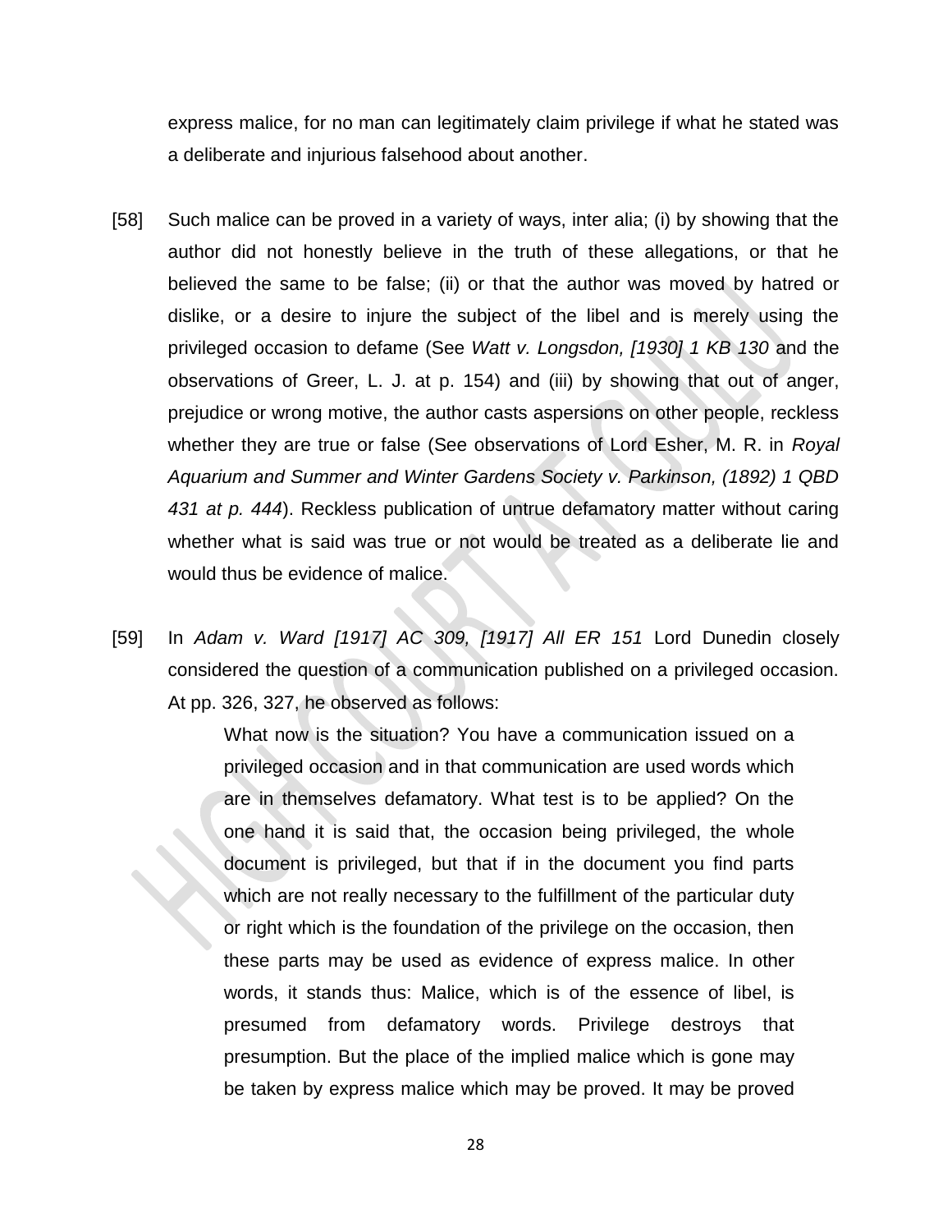express malice, for no man can legitimately claim privilege if what he stated was a deliberate and injurious falsehood about another.

[58] Such malice can be proved in a variety of ways, inter alia; (i) by showing that the author did not honestly believe in the truth of these allegations, or that he believed the same to be false; (ii) or that the author was moved by hatred or dislike, or a desire to injure the subject of the libel and is merely using the privileged occasion to defame (See *Watt v. Longsdon, [1930] 1 KB 130* and the observations of Greer, L. J. at p. 154) and (iii) by showing that out of anger, prejudice or wrong motive, the author casts aspersions on other people, reckless whether they are true or false (See observations of Lord Esher, M. R. in *Royal Aquarium and Summer and Winter Gardens Society v. Parkinson, (1892) 1 QBD 431 at p. 444*). Reckless publication of untrue defamatory matter without caring whether what is said was true or not would be treated as a deliberate lie and would thus be evidence of malice.

[59] In *Adam v. Ward [1917] AC 309, [1917] All ER 151* Lord Dunedin closely considered the question of a communication published on a privileged occasion. At pp. 326, 327, he observed as follows:

> What now is the situation? You have a communication issued on a privileged occasion and in that communication are used words which are in themselves defamatory. What test is to be applied? On the one hand it is said that, the occasion being privileged, the whole document is privileged, but that if in the document you find parts which are not really necessary to the fulfillment of the particular duty or right which is the foundation of the privilege on the occasion, then these parts may be used as evidence of express malice. In other words, it stands thus: Malice, which is of the essence of libel, is presumed from defamatory words. Privilege destroys that presumption. But the place of the implied malice which is gone may be taken by express malice which may be proved. It may be proved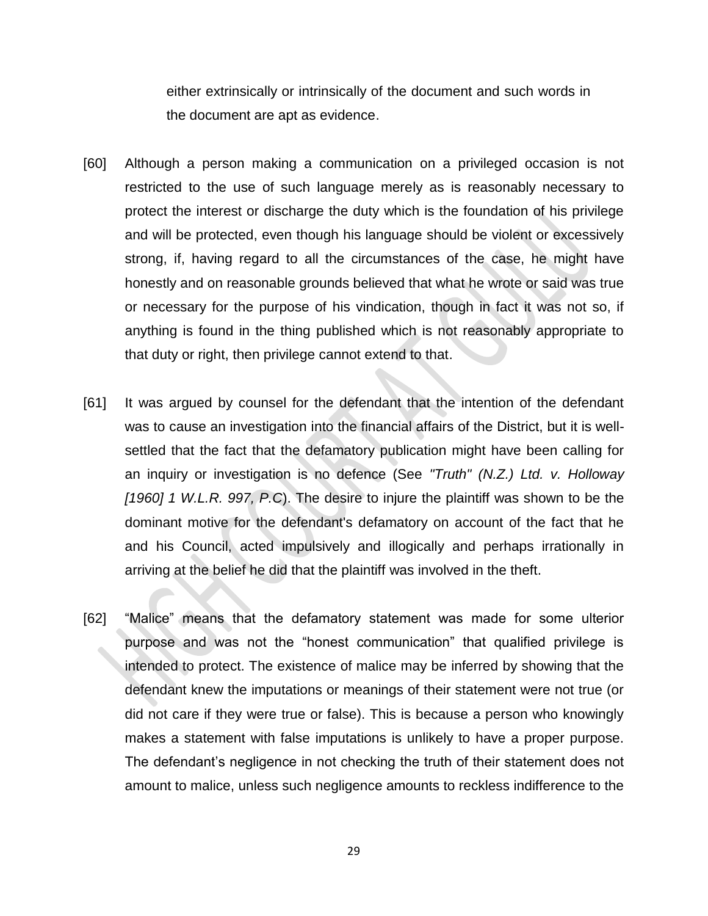either extrinsically or intrinsically of the document and such words in the document are apt as evidence.

[60] Although a person making a communication on a privileged occasion is not restricted to the use of such language merely as is reasonably necessary to protect the interest or discharge the duty which is the foundation of his privilege and will be protected, even though his language should be violent or excessively strong, if, having regard to all the circumstances of the case, he might have honestly and on reasonable grounds believed that what he wrote or said was true or necessary for the purpose of his vindication, though in fact it was not so, if anything is found in the thing published which is not reasonably appropriate to that duty or right, then privilege cannot extend to that.

[61] It was argued by counsel for the defendant that the intention of the defendant was to cause an investigation into the financial affairs of the District, but it is well-settled that the fact that the defamatory publication might have been calling for an inquiry or investigation is no defence (See *"Truth" (N.Z.) Ltd. v. Holloway [1960] 1 W.L.R. 997, P.C*). The desire to injure the plaintiff was shown to be the dominant motive for the defendant's defamatory on account of the fact that he and his Council, acted impulsively and illogically and perhaps irrationally in arriving at the belief he did that the plaintiff was involved in the theft.

[62] "Malice" means that the defamatory statement was made for some ulterior purpose and was not the "honest communication" that qualified privilege is intended to protect. The existence of malice may be inferred by showing that the defendant knew the imputations or meanings of their statement were not true (or did not care if they were true or false). This is because a person who knowingly makes a statement with false imputations is unlikely to have a proper purpose. The defendant's negligence in not checking the truth of their statement does not amount to malice, unless such negligence amounts to reckless indifference to the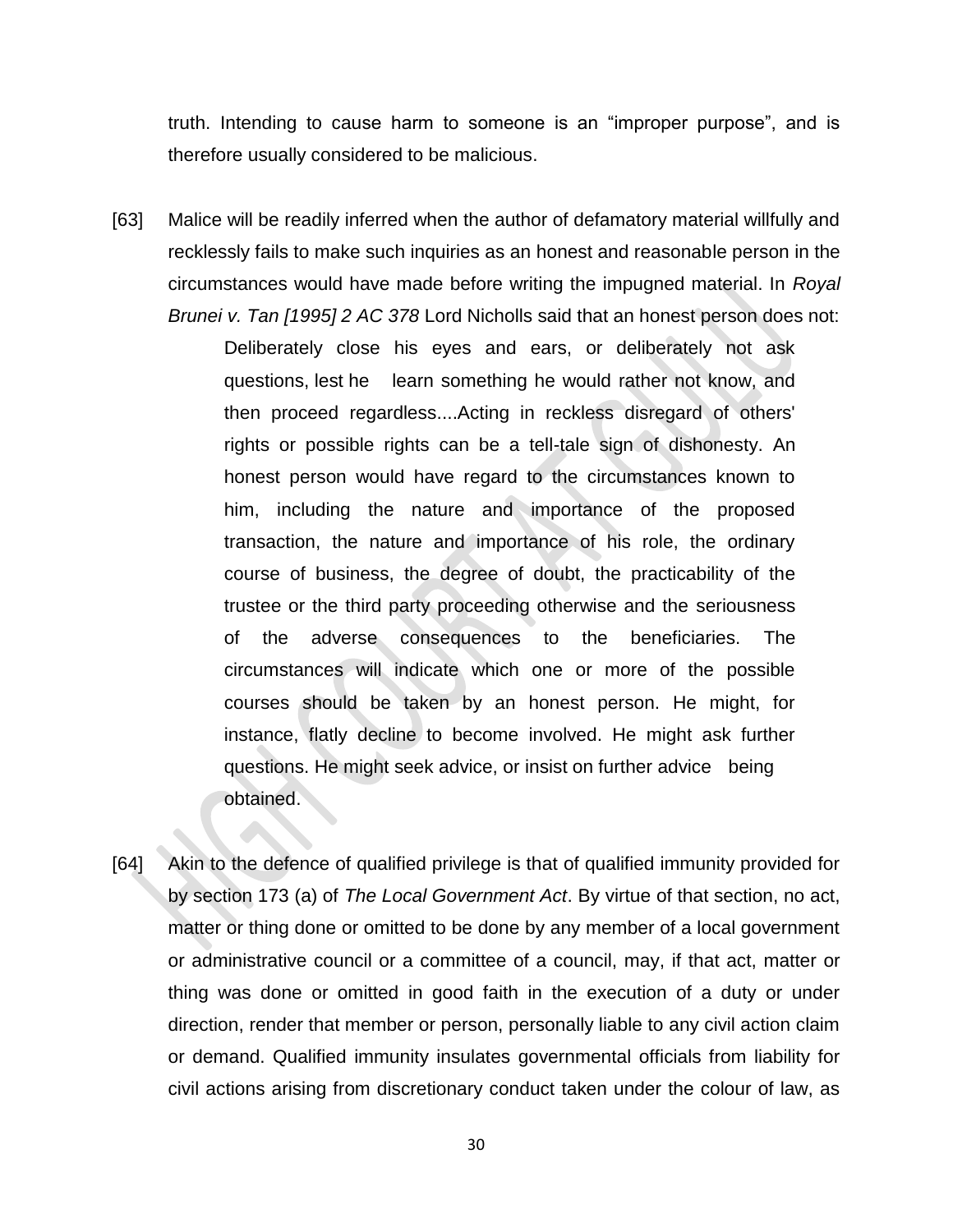truth. Intending to cause harm to someone is an "improper purpose", and is therefore usually considered to be malicious.

[63] Malice will be readily inferred when the author of defamatory material willfully and recklessly fails to make such inquiries as an honest and reasonable person in the circumstances would have made before writing the impugned material. In *Royal Brunei v. Tan [1995] 2 AC 378* Lord Nicholls said that an honest person does not:

> Deliberately close his eyes and ears, or deliberately not ask questions, lest he learn something he would rather not know, and then proceed regardless....Acting in reckless disregard of others' rights or possible rights can be a tell-tale sign of dishonesty. An honest person would have regard to the circumstances known to him, including the nature and importance of the proposed transaction, the nature and importance of his role, the ordinary course of business, the degree of doubt, the practicability of the trustee or the third party proceeding otherwise and the seriousness of the adverse consequences to the beneficiaries. The circumstances will indicate which one or more of the possible courses should be taken by an honest person. He might, for instance, flatly decline to become involved. He might ask further questions. He might seek advice, or insist on further advice being obtained.

[64] Akin to the defence of qualified privilege is that of qualified immunity provided for by section 173 (a) of *The Local Government Act*. By virtue of that section, no act, matter or thing done or omitted to be done by any member of a local government or administrative council or a committee of a council, may, if that act, matter or thing was done or omitted in good faith in the execution of a duty or under direction, render that member or person, personally liable to any civil action claim or demand. Qualified immunity insulates governmental officials from liability for civil actions arising from discretionary conduct taken under the colour of law, as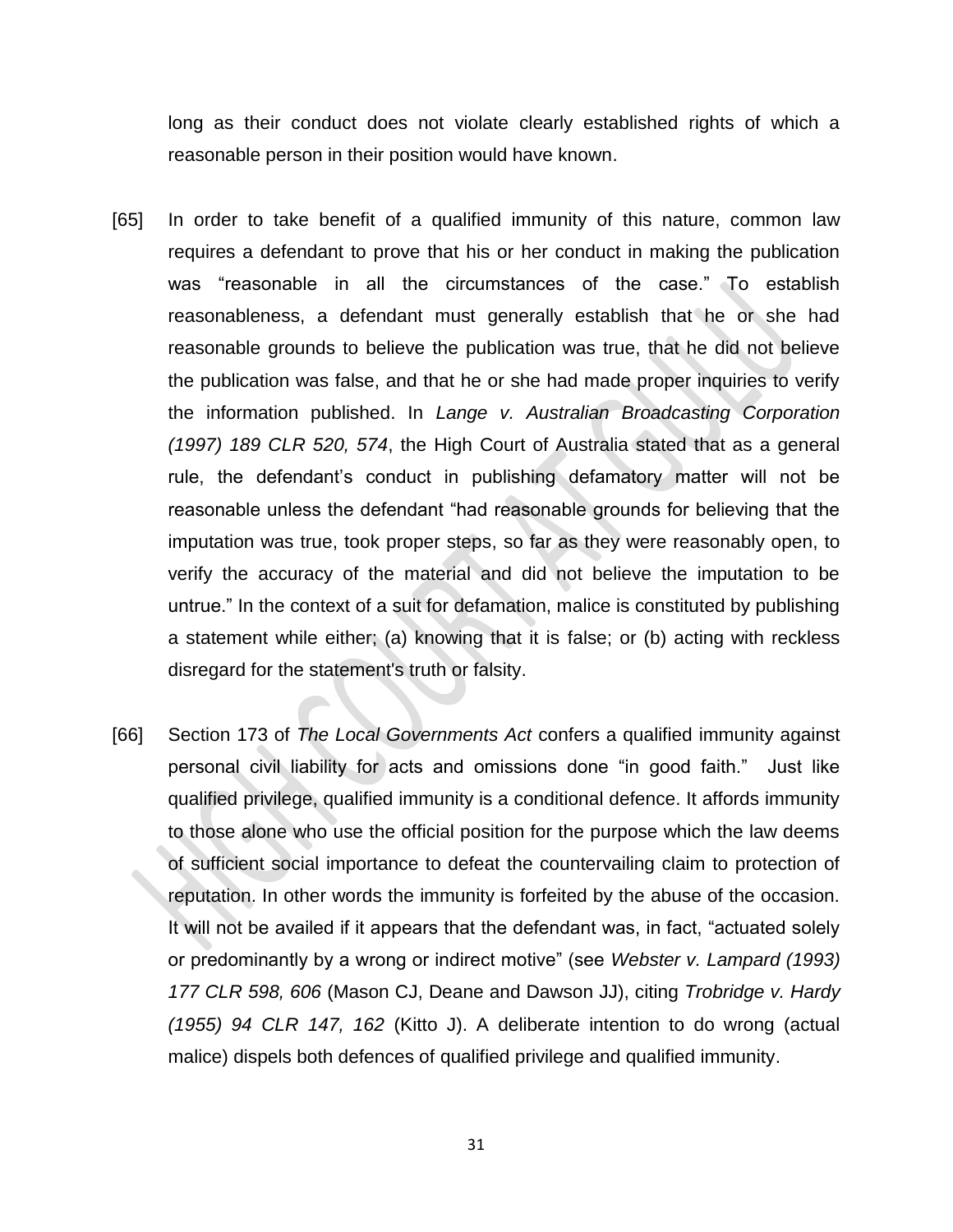long as their conduct does not violate clearly established rights of which a reasonable person in their position would have known.

[65] In order to take benefit of a qualified immunity of this nature, common law requires a defendant to prove that his or her conduct in making the publication was "reasonable in all the circumstances of the case." To establish reasonableness, a defendant must generally establish that he or she had reasonable grounds to believe the publication was true, that he did not believe the publication was false, and that he or she had made proper inquiries to verify the information published. In *Lange v. Australian Broadcasting Corporation (1997) 189 CLR 520, 574*, the High Court of Australia stated that as a general rule, the defendant's conduct in publishing defamatory matter will not be reasonable unless the defendant "had reasonable grounds for believing that the imputation was true, took proper steps, so far as they were reasonably open, to verify the accuracy of the material and did not believe the imputation to be untrue." In the context of a suit for defamation, malice is constituted by publishing a statement while either; (a) knowing that it is false; or (b) acting with reckless disregard for the statement's truth or falsity.

[66] Section 173 of *The Local Governments Act* confers a qualified immunity against personal civil liability for acts and omissions done "in good faith." Just like qualified privilege, qualified immunity is a conditional defence. It affords immunity to those alone who use the official position for the purpose which the law deems of sufficient social importance to defeat the countervailing claim to protection of reputation. In other words the immunity is forfeited by the abuse of the occasion. It will not be availed if it appears that the defendant was, in fact, "actuated solely or predominantly by a wrong or indirect motive" (see *Webster v. Lampard (1993) 177 CLR 598, 606* (Mason CJ, Deane and Dawson JJ), citing *Trobridge v. Hardy (1955) 94 CLR 147, 162* (Kitto J). A deliberate intention to do wrong (actual malice) dispels both defences of qualified privilege and qualified immunity.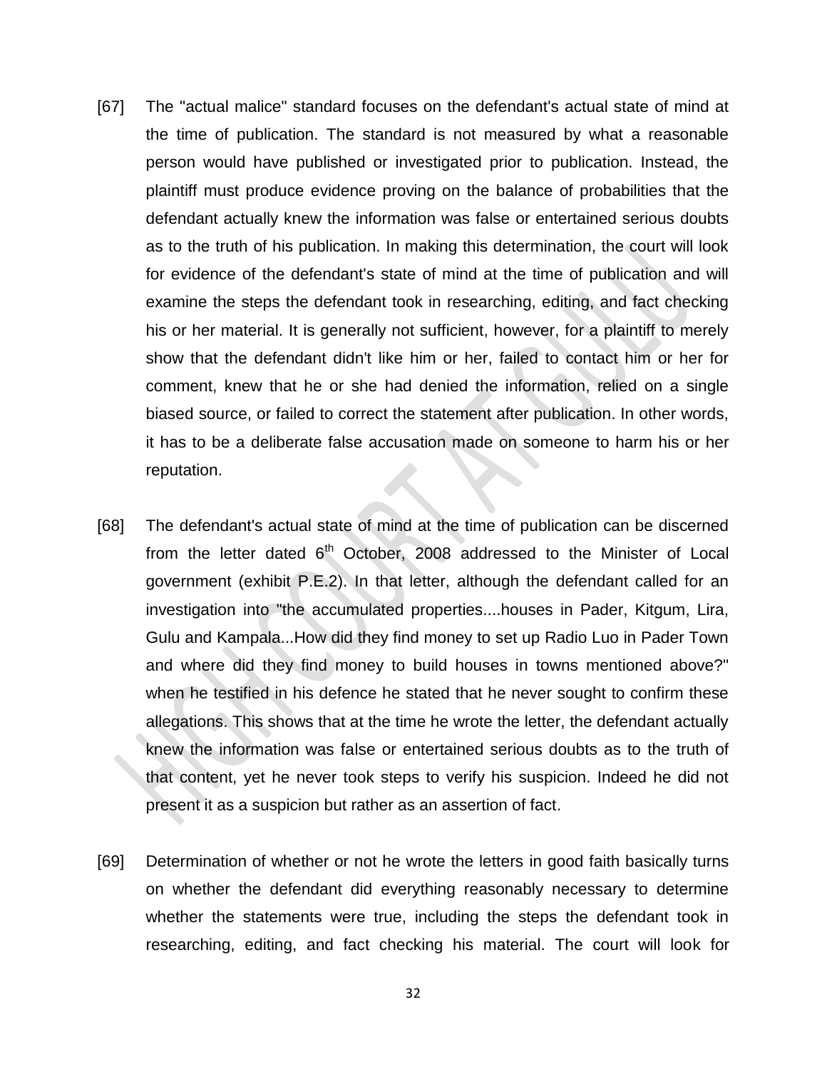[67] The "actual malice" standard focuses on the defendant's actual state of mind at the time of publication. The standard is not measured by what a reasonable person would have published or investigated prior to publication. Instead, the plaintiff must produce evidence proving on the balance of probabilities that the defendant actually knew the information was false or entertained serious doubts as to the truth of his publication. In making this determination, the court will look for evidence of the defendant's state of mind at the time of publication and will examine the steps the defendant took in researching, editing, and fact checking his or her material. It is generally not sufficient, however, for a plaintiff to merely show that the defendant didn't like him or her, failed to contact him or her for comment, knew that he or she had denied the information, relied on a single biased source, or failed to correct the statement after publication. In other words, it has to be a deliberate false accusation made on someone to harm his or her reputation.

[68] The defendant's actual state of mind at the time of publication can be discerned from the letter dated 6th October, 2008 addressed to the Minister of Local government (exhibit P.E.2). In that letter, although the defendant called for an investigation into "the accumulated properties....houses in Pader, Kitgum, Lira, Gulu and Kampala...How did they find money to set up Radio Luo in Pader Town and where did they find money to build houses in towns mentioned above?" when he testified in his defence he stated that he never sought to confirm these allegations. This shows that at the time he wrote the letter, the defendant actually knew the information was false or entertained serious doubts as to the truth of that content, yet he never took steps to verify his suspicion. Indeed he did not present it as a suspicion but rather as an assertion of fact.

[69] Determination of whether or not he wrote the letters in good faith basically turns on whether the defendant did everything reasonably necessary to determine whether the statements were true, including the steps the defendant took in researching, editing, and fact checking his material. The court will look for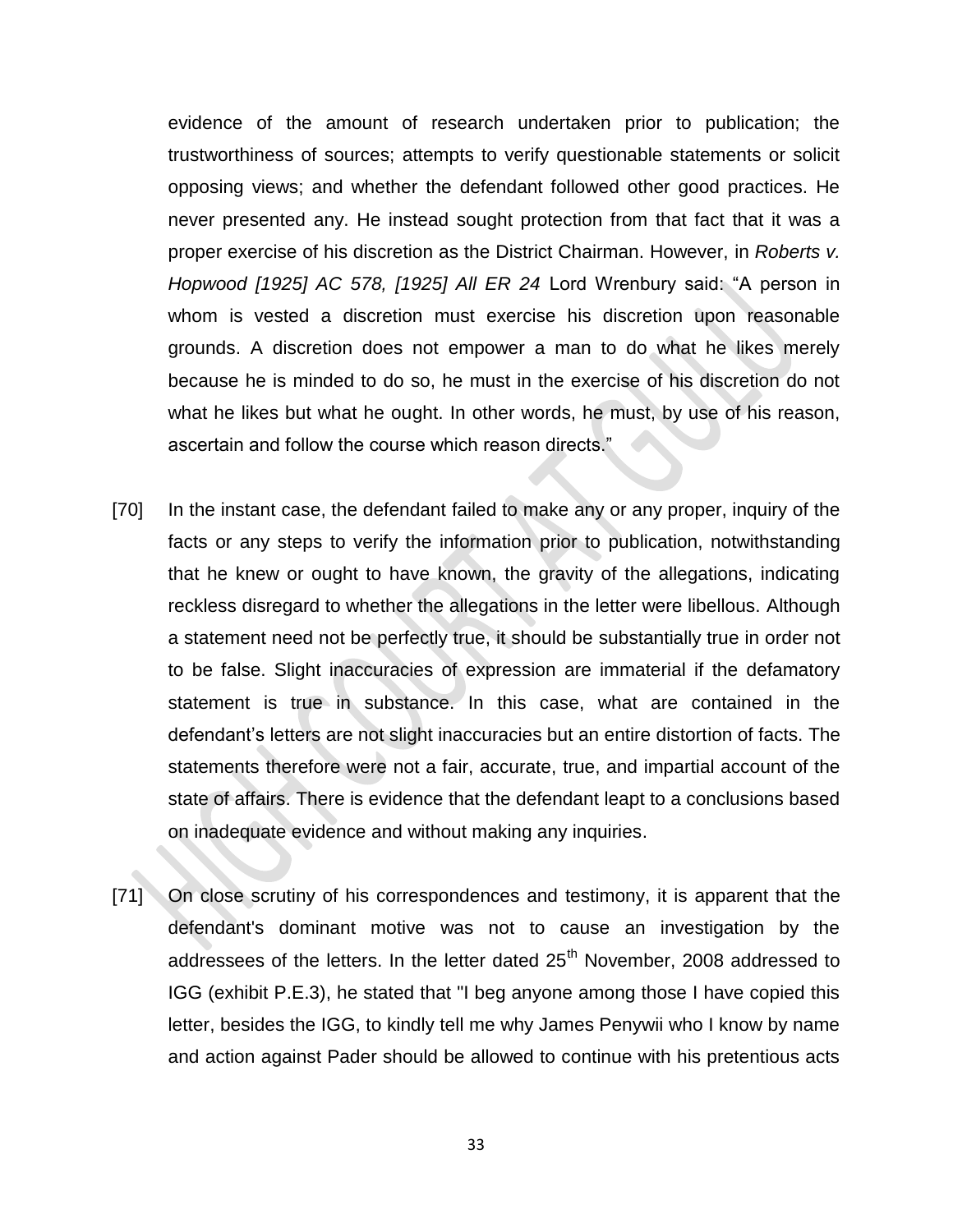evidence of the amount of research undertaken prior to publication; the trustworthiness of sources; attempts to verify questionable statements or solicit opposing views; and whether the defendant followed other good practices. He never presented any. He instead sought protection from that fact that it was a proper exercise of his discretion as the District Chairman. However, in *Roberts v. Hopwood [1925] AC 578, [1925] All ER 24* Lord Wrenbury said: "A person in whom is vested a discretion must exercise his discretion upon reasonable grounds. A discretion does not empower a man to do what he likes merely because he is minded to do so, he must in the exercise of his discretion do not what he likes but what he ought. In other words, he must, by use of his reason, ascertain and follow the course which reason directs."

[70] In the instant case, the defendant failed to make any or any proper, inquiry of the facts or any steps to verify the information prior to publication, notwithstanding that he knew or ought to have known, the gravity of the allegations, indicating reckless disregard to whether the allegations in the letter were libellous. Although a statement need not be perfectly true, it should be substantially true in order not to be false. Slight inaccuracies of expression are immaterial if the defamatory statement is true in substance. In this case, what are contained in the defendant's letters are not slight inaccuracies but an entire distortion of facts. The statements therefore were not a fair, accurate, true, and impartial account of the state of affairs. There is evidence that the defendant leapt to a conclusions based on inadequate evidence and without making any inquiries.

[71] On close scrutiny of his correspondences and testimony, it is apparent that the defendant's dominant motive was not to cause an investigation by the addressees of the letters. In the letter dated 25th November, 2008 addressed to IGG (exhibit P.E.3), he stated that "I beg anyone among those I have copied this letter, besides the IGG, to kindly tell me why James Penywii who I know by name and action against Pader should be allowed to continue with his pretentious acts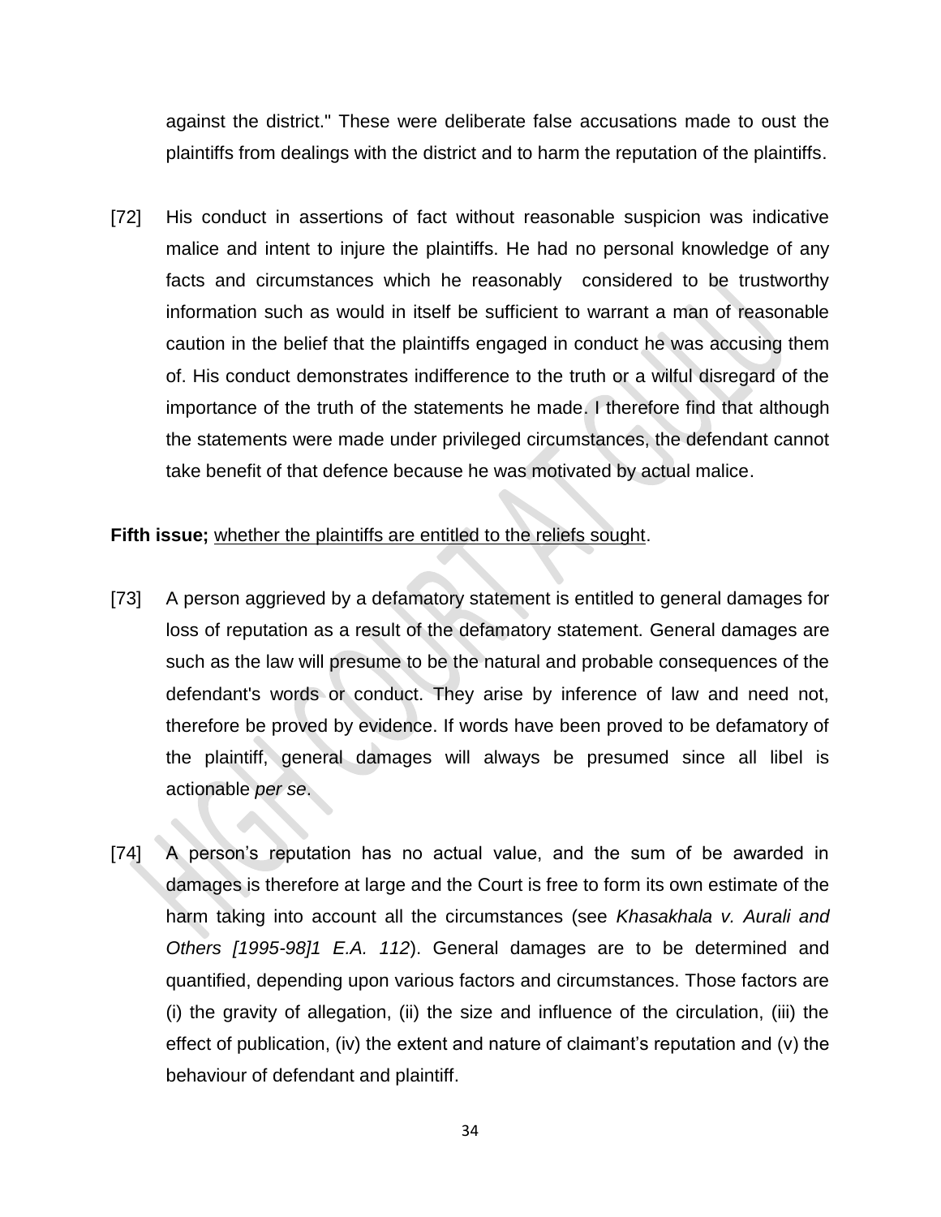against the district." These were deliberate false accusations made to oust the plaintiffs from dealings with the district and to harm the reputation of the plaintiffs.

[72] His conduct in assertions of fact without reasonable suspicion was indicative malice and intent to injure the plaintiffs. He had no personal knowledge of any facts and circumstances which he reasonably considered to be trustworthy information such as would in itself be sufficient to warrant a man of reasonable caution in the belief that the plaintiffs engaged in conduct he was accusing them of. His conduct demonstrates indifference to the truth or a wilful disregard of the importance of the truth of the statements he made. I therefore find that although the statements were made under privileged circumstances, the defendant cannot take benefit of that defence because he was motivated by actual malice.

**Fifth issue;** <u>whether the plaintiffs are entitled to the reliefs sought</u>.

[73] A person aggrieved by a defamatory statement is entitled to general damages for loss of reputation as a result of the defamatory statement. General damages are such as the law will presume to be the natural and probable consequences of the defendant's words or conduct. They arise by inference of law and need not, therefore be proved by evidence. If words have been proved to be defamatory of the plaintiff, general damages will always be presumed since all libel is actionable *per se*.

[74] A person's reputation has no actual value, and the sum of be awarded in damages is therefore at large and the Court is free to form its own estimate of the harm taking into account all the circumstances (see *Khasakhala v. Aurali and Others [1995-98]1 E.A. 112*). General damages are to be determined and quantified, depending upon various factors and circumstances. Those factors are (i) the gravity of allegation, (ii) the size and influence of the circulation, (iii) the effect of publication, (iv) the extent and nature of claimant's reputation and (v) the behaviour of defendant and plaintiff.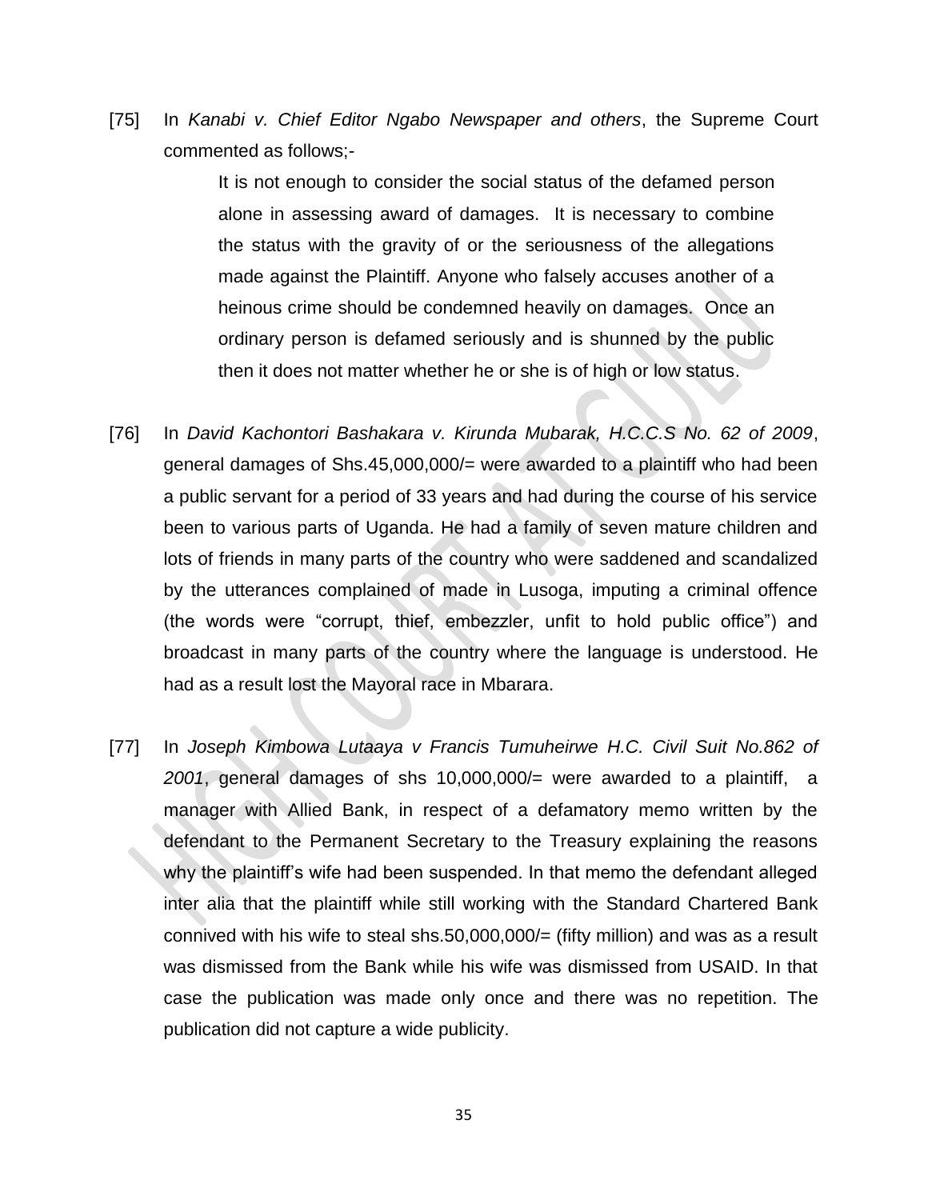[75] In *Kanabi v. Chief Editor Ngabo Newspaper and others*, the Supreme Court commented as follows;-

> It is not enough to consider the social status of the defamed person alone in assessing award of damages. It is necessary to combine the status with the gravity of or the seriousness of the allegations made against the Plaintiff. Anyone who falsely accuses another of a heinous crime should be condemned heavily on damages. Once an ordinary person is defamed seriously and is shunned by the public then it does not matter whether he or she is of high or low status.

[76] In *David Kachontori Bashakara v. Kirunda Mubarak, H.C.C.S No. 62 of 2009*, general damages of Shs.45,000,000/= were awarded to a plaintiff who had been a public servant for a period of 33 years and had during the course of his service been to various parts of Uganda. He had a family of seven mature children and lots of friends in many parts of the country who were saddened and scandalized by the utterances complained of made in Lusoga, imputing a criminal offence (the words were "corrupt, thief, embezzler, unfit to hold public office") and broadcast in many parts of the country where the language is understood. He had as a result lost the Mayoral race in Mbarara.

[77] In *Joseph Kimbowa Lutaaya v Francis Tumuheirwe H.C. Civil Suit No.862 of 2001*, general damages of shs 10,000,000/= were awarded to a plaintiff, a manager with Allied Bank, in respect of a defamatory memo written by the defendant to the Permanent Secretary to the Treasury explaining the reasons why the plaintiff's wife had been suspended. In that memo the defendant alleged inter alia that the plaintiff while still working with the Standard Chartered Bank connived with his wife to steal shs.50,000,000/= (fifty million) and was as a result was dismissed from the Bank while his wife was dismissed from USAID. In that case the publication was made only once and there was no repetition. The publication did not capture a wide publicity.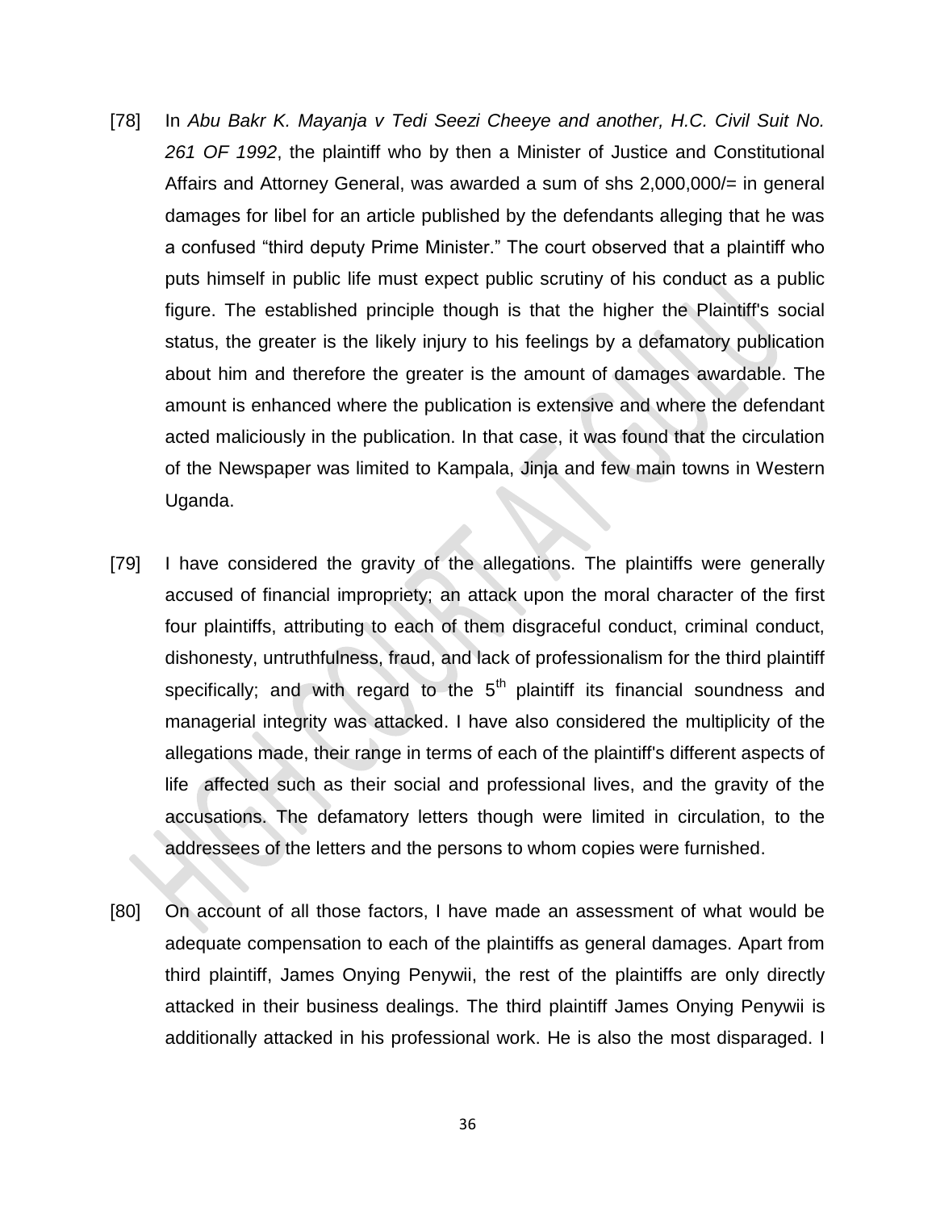[78] In *Abu Bakr K. Mayanja v Tedi Seezi Cheeye and another, H.C. Civil Suit No. 261 OF 1992*, the plaintiff who by then a Minister of Justice and Constitutional Affairs and Attorney General, was awarded a sum of shs 2,000,000/= in general damages for libel for an article published by the defendants alleging that he was a confused "third deputy Prime Minister." The court observed that a plaintiff who puts himself in public life must expect public scrutiny of his conduct as a public figure. The established principle though is that the higher the Plaintiff's social status, the greater is the likely injury to his feelings by a defamatory publication about him and therefore the greater is the amount of damages awardable. The amount is enhanced where the publication is extensive and where the defendant acted maliciously in the publication. In that case, it was found that the circulation of the Newspaper was limited to Kampala, Jinja and few main towns in Western Uganda.

[79] I have considered the gravity of the allegations. The plaintiffs were generally accused of financial impropriety; an attack upon the moral character of the first four plaintiffs, attributing to each of them disgraceful conduct, criminal conduct, dishonesty, untruthfulness, fraud, and lack of professionalism for the third plaintiff specifically; and with regard to the 5th plaintiff its financial soundness and managerial integrity was attacked. I have also considered the multiplicity of the allegations made, their range in terms of each of the plaintiff's different aspects of life affected such as their social and professional lives, and the gravity of the accusations. The defamatory letters though were limited in circulation, to the addressees of the letters and the persons to whom copies were furnished.

[80] On account of all those factors, I have made an assessment of what would be adequate compensation to each of the plaintiffs as general damages. Apart from third plaintiff, James Onying Penywii, the rest of the plaintiffs are only directly attacked in their business dealings. The third plaintiff James Onying Penywii is additionally attacked in his professional work. He is also the most disparaged. I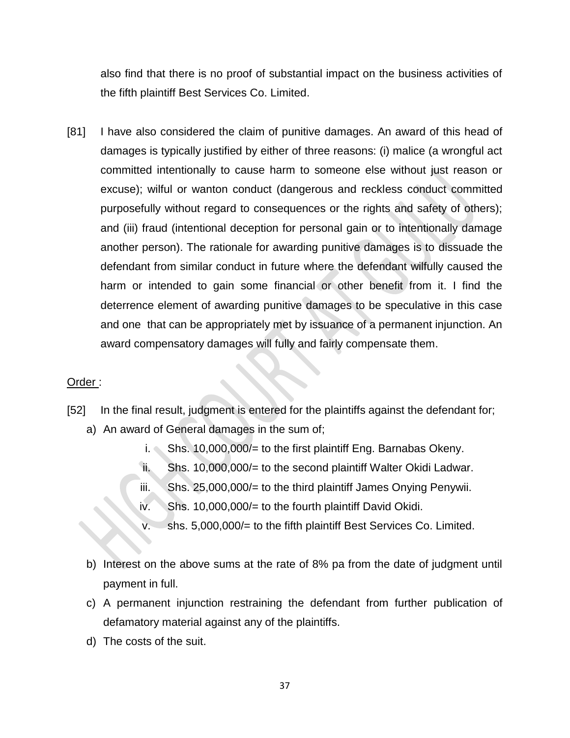also find that there is no proof of substantial impact on the business activities of the fifth plaintiff Best Services Co. Limited.

[81] I have also considered the claim of punitive damages. An award of this head of damages is typically justified by either of three reasons: (i) malice (a wrongful act committed intentionally to cause harm to someone else without just reason or excuse); wilful or wanton conduct (dangerous and reckless conduct committed purposefully without regard to consequences or the rights and safety of others); and (iii) fraud (intentional deception for personal gain or to intentionally damage another person). The rationale for awarding punitive damages is to dissuade the defendant from similar conduct in future where the defendant wilfully caused the harm or intended to gain some financial or other benefit from it. I find the deterrence element of awarding punitive damages to be speculative in this case and one that can be appropriately met by issuance of a permanent injunction. An award compensatory damages will fully and fairly compensate them.

<u>Order</u> :

[52] In the final result, judgment is entered for the plaintiffs against the defendant for;

a) An award of General damages in the sum of;
   i. Shs. 10,000,000/= to the first plaintiff Eng. Barnabas Okeny.
   ii. Shs. 10,000,000/= to the second plaintiff Walter Okidi Ladwar.
   iii. Shs. 25,000,000/= to the third plaintiff James Onying Penywii.
   iv. Shs. 10,000,000/= to the fourth plaintiff David Okidi.
   v. shs. 5,000,000/= to the fifth plaintiff Best Services Co. Limited.

b) Interest on the above sums at the rate of 8% pa from the date of judgment until payment in full.

c) A permanent injunction restraining the defendant from further publication of defamatory material against any of the plaintiffs.

d) The costs of the suit.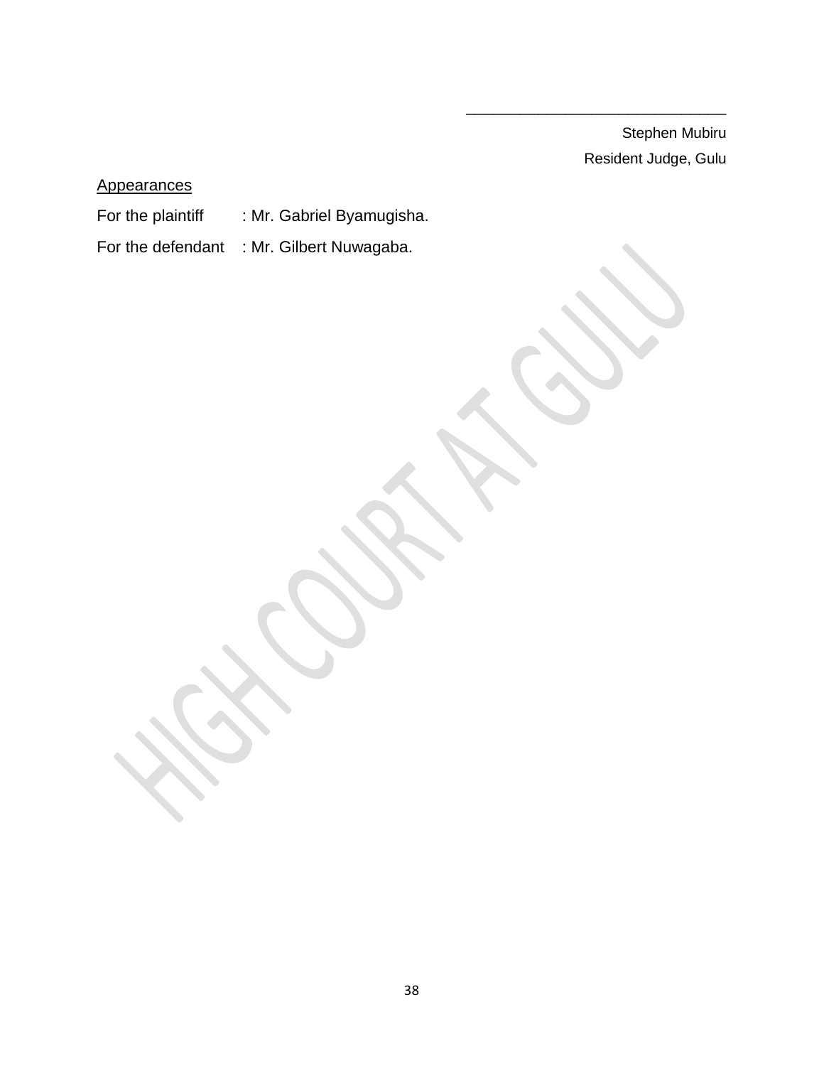\_\_\_\_\_\_\_\_\_\_\_\_\_\_\_\_\_\_\_\_\_\_\_\_\_\_\_\_\_\_\_

Stephen Mubiru

Resident Judge, Gulu

<u>Appearances</u>

For the plaintiff : Mr. Gabriel Byamugisha.

For the defendant : Mr. Gilbert Nuwagaba.